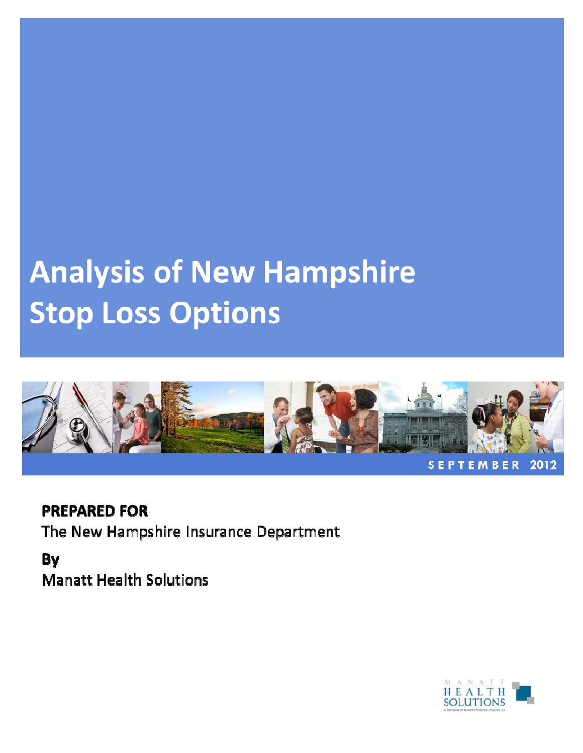# Analysis of New Hampshire Stop Loss Options

SEPTEMBER 2012

**PREPARED FOR**

The New Hampshire Insurance Department

**By**

Manatt Health Solutions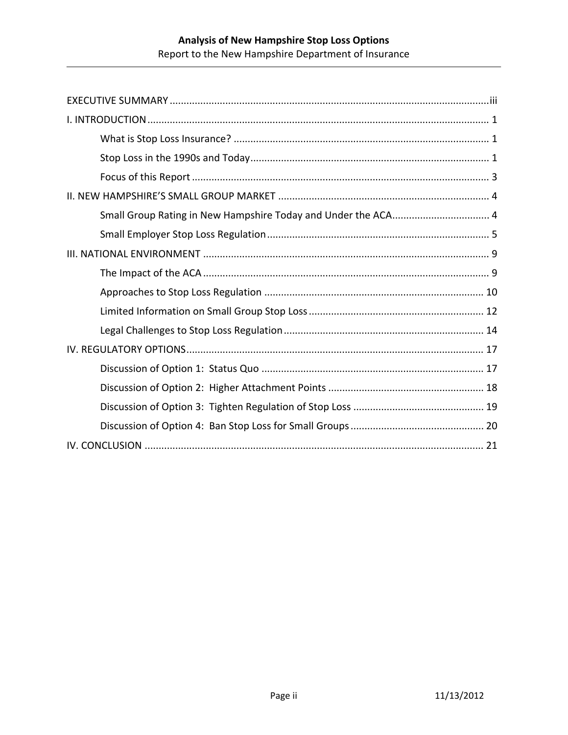EXECUTIVE SUMMARY ..... iii

I. INTRODUCTION ..... 1

- What is Stop Loss Insurance? ..... 1
- Stop Loss in the 1990s and Today ..... 1
- Focus of this Report ..... 3

II. NEW HAMPSHIRE'S SMALL GROUP MARKET ..... 4

- Small Group Rating in New Hampshire Today and Under the ACA ..... 4
- Small Employer Stop Loss Regulation ..... 5

III. NATIONAL ENVIRONMENT ..... 9

- The Impact of the ACA ..... 9
- Approaches to Stop Loss Regulation ..... 10
- Limited Information on Small Group Stop Loss ..... 12
- Legal Challenges to Stop Loss Regulation ..... 14

IV. REGULATORY OPTIONS ..... 17

- Discussion of Option 1: Status Quo ..... 17
- Discussion of Option 2: Higher Attachment Points ..... 18
- Discussion of Option 3: Tighten Regulation of Stop Loss ..... 19
- Discussion of Option 4: Ban Stop Loss for Small Groups ..... 20

IV. CONCLUSION ..... 21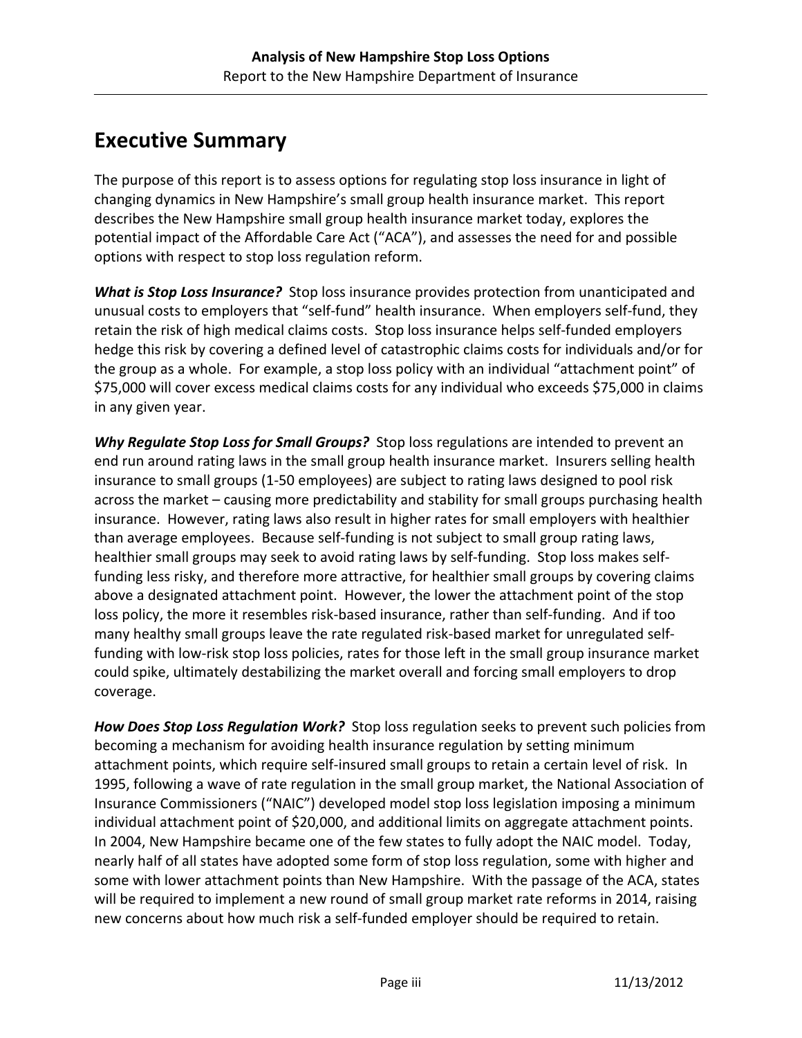# Executive Summary

The purpose of this report is to assess options for regulating stop loss insurance in light of changing dynamics in New Hampshire's small group health insurance market. This report describes the New Hampshire small group health insurance market today, explores the potential impact of the Affordable Care Act ("ACA"), and assesses the need for and possible options with respect to stop loss regulation reform.

***What is Stop Loss Insurance?*** Stop loss insurance provides protection from unanticipated and unusual costs to employers that "self-fund" health insurance. When employers self-fund, they retain the risk of high medical claims costs. Stop loss insurance helps self-funded employers hedge this risk by covering a defined level of catastrophic claims costs for individuals and/or for the group as a whole. For example, a stop loss policy with an individual "attachment point" of $75,000 will cover excess medical claims costs for any individual who exceeds $75,000 in claims in any given year.

***Why Regulate Stop Loss for Small Groups?*** Stop loss regulations are intended to prevent an end run around rating laws in the small group health insurance market. Insurers selling health insurance to small groups (1-50 employees) are subject to rating laws designed to pool risk across the market – causing more predictability and stability for small groups purchasing health insurance. However, rating laws also result in higher rates for small employers with healthier than average employees. Because self-funding is not subject to small group rating laws, healthier small groups may seek to avoid rating laws by self-funding. Stop loss makes self-funding less risky, and therefore more attractive, for healthier small groups by covering claims above a designated attachment point. However, the lower the attachment point of the stop loss policy, the more it resembles risk-based insurance, rather than self-funding. And if too many healthy small groups leave the rate regulated risk-based market for unregulated self-funding with low-risk stop loss policies, rates for those left in the small group insurance market could spike, ultimately destabilizing the market overall and forcing small employers to drop coverage.

***How Does Stop Loss Regulation Work?*** Stop loss regulation seeks to prevent such policies from becoming a mechanism for avoiding health insurance regulation by setting minimum attachment points, which require self-insured small groups to retain a certain level of risk. In 1995, following a wave of rate regulation in the small group market, the National Association of Insurance Commissioners ("NAIC") developed model stop loss legislation imposing a minimum individual attachment point of $20,000, and additional limits on aggregate attachment points. In 2004, New Hampshire became one of the few states to fully adopt the NAIC model. Today, nearly half of all states have adopted some form of stop loss regulation, some with higher and some with lower attachment points than New Hampshire. With the passage of the ACA, states will be required to implement a new round of small group market rate reforms in 2014, raising new concerns about how much risk a self-funded employer should be required to retain.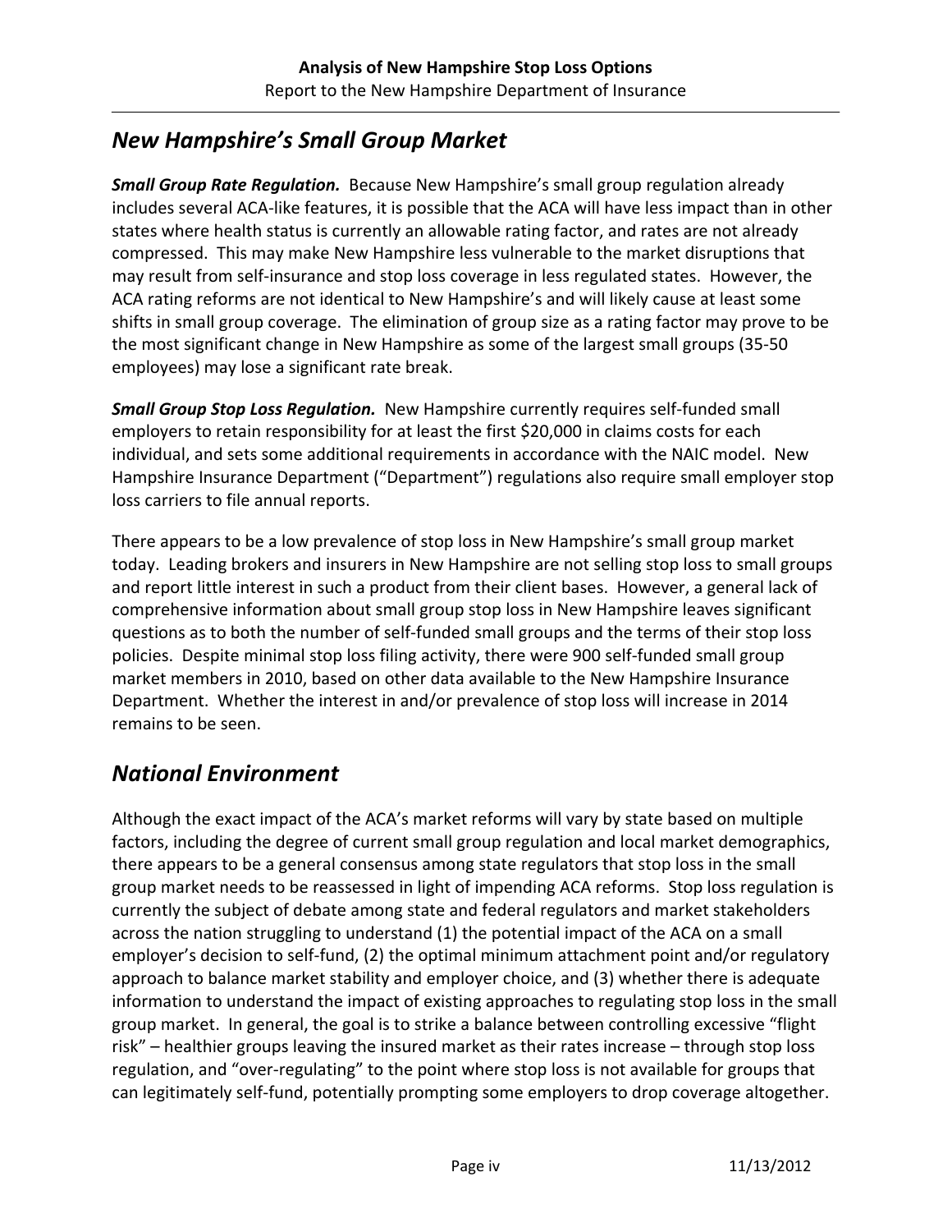## *New Hampshire's Small Group Market*

***Small Group Rate Regulation.*** Because New Hampshire's small group regulation already includes several ACA-like features, it is possible that the ACA will have less impact than in other states where health status is currently an allowable rating factor, and rates are not already compressed. This may make New Hampshire less vulnerable to the market disruptions that may result from self-insurance and stop loss coverage in less regulated states. However, the ACA rating reforms are not identical to New Hampshire's and will likely cause at least some shifts in small group coverage. The elimination of group size as a rating factor may prove to be the most significant change in New Hampshire as some of the largest small groups (35-50 employees) may lose a significant rate break.

***Small Group Stop Loss Regulation.*** New Hampshire currently requires self-funded small employers to retain responsibility for at least the first $20,000 in claims costs for each individual, and sets some additional requirements in accordance with the NAIC model. New Hampshire Insurance Department ("Department") regulations also require small employer stop loss carriers to file annual reports.

There appears to be a low prevalence of stop loss in New Hampshire's small group market today. Leading brokers and insurers in New Hampshire are not selling stop loss to small groups and report little interest in such a product from their client bases. However, a general lack of comprehensive information about small group stop loss in New Hampshire leaves significant questions as to both the number of self-funded small groups and the terms of their stop loss policies. Despite minimal stop loss filing activity, there were 900 self-funded small group market members in 2010, based on other data available to the New Hampshire Insurance Department. Whether the interest in and/or prevalence of stop loss will increase in 2014 remains to be seen.

## *National Environment*

Although the exact impact of the ACA's market reforms will vary by state based on multiple factors, including the degree of current small group regulation and local market demographics, there appears to be a general consensus among state regulators that stop loss in the small group market needs to be reassessed in light of impending ACA reforms. Stop loss regulation is currently the subject of debate among state and federal regulators and market stakeholders across the nation struggling to understand (1) the potential impact of the ACA on a small employer's decision to self-fund, (2) the optimal minimum attachment point and/or regulatory approach to balance market stability and employer choice, and (3) whether there is adequate information to understand the impact of existing approaches to regulating stop loss in the small group market. In general, the goal is to strike a balance between controlling excessive "flight risk" – healthier groups leaving the insured market as their rates increase – through stop loss regulation, and "over-regulating" to the point where stop loss is not available for groups that can legitimately self-fund, potentially prompting some employers to drop coverage altogether.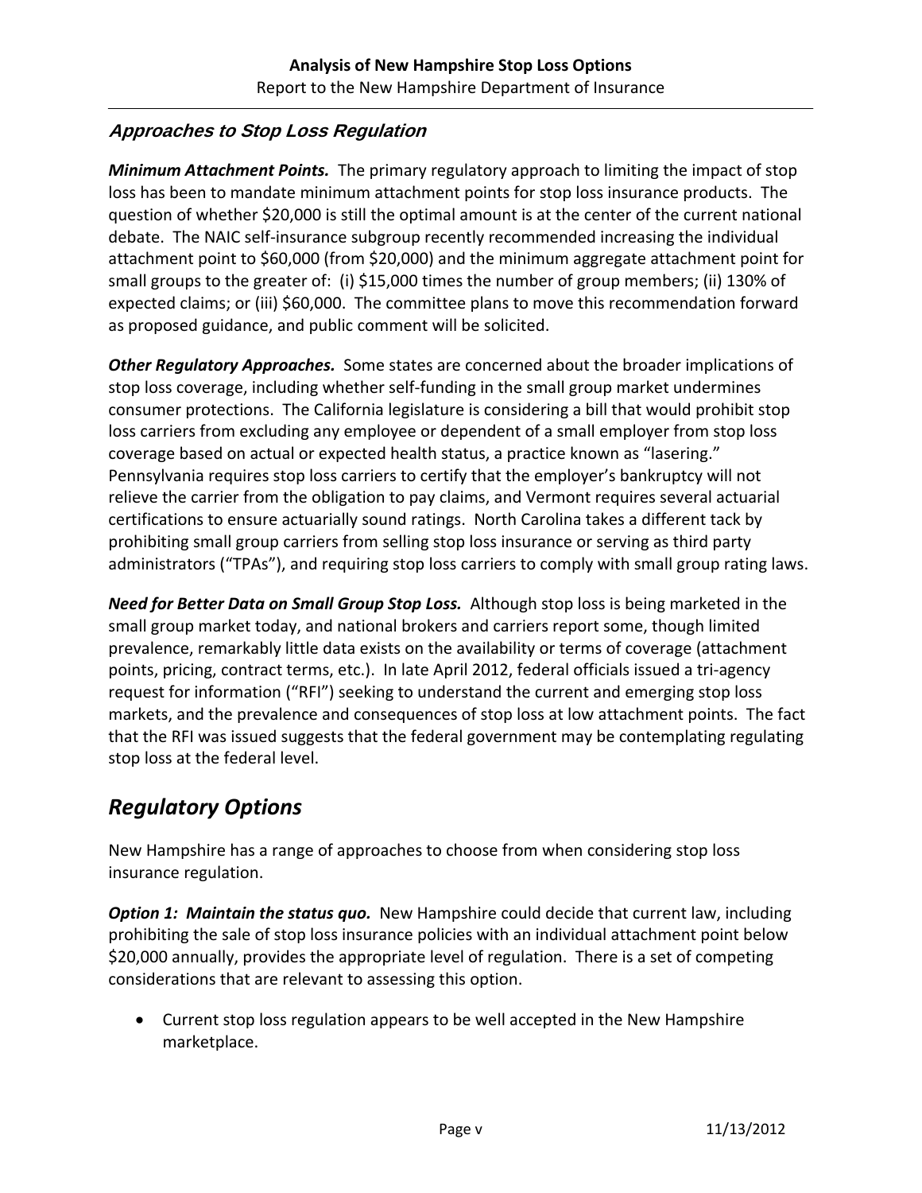### *Approaches to Stop Loss Regulation*

***Minimum Attachment Points.*** The primary regulatory approach to limiting the impact of stop loss has been to mandate minimum attachment points for stop loss insurance products. The question of whether $20,000 is still the optimal amount is at the center of the current national debate. The NAIC self-insurance subgroup recently recommended increasing the individual attachment point to $60,000 (from $20,000) and the minimum aggregate attachment point for small groups to the greater of: (i) $15,000 times the number of group members; (ii) 130% of expected claims; or (iii) $60,000. The committee plans to move this recommendation forward as proposed guidance, and public comment will be solicited.

***Other Regulatory Approaches.*** Some states are concerned about the broader implications of stop loss coverage, including whether self-funding in the small group market undermines consumer protections. The California legislature is considering a bill that would prohibit stop loss carriers from excluding any employee or dependent of a small employer from stop loss coverage based on actual or expected health status, a practice known as "lasering." Pennsylvania requires stop loss carriers to certify that the employer's bankruptcy will not relieve the carrier from the obligation to pay claims, and Vermont requires several actuarial certifications to ensure actuarially sound ratings. North Carolina takes a different tack by prohibiting small group carriers from selling stop loss insurance or serving as third party administrators ("TPAs"), and requiring stop loss carriers to comply with small group rating laws.

***Need for Better Data on Small Group Stop Loss.*** Although stop loss is being marketed in the small group market today, and national brokers and carriers report some, though limited prevalence, remarkably little data exists on the availability or terms of coverage (attachment points, pricing, contract terms, etc.). In late April 2012, federal officials issued a tri-agency request for information ("RFI") seeking to understand the current and emerging stop loss markets, and the prevalence and consequences of stop loss at low attachment points. The fact that the RFI was issued suggests that the federal government may be contemplating regulating stop loss at the federal level.

## *Regulatory Options*

New Hampshire has a range of approaches to choose from when considering stop loss insurance regulation.

***Option 1: Maintain the status quo.*** New Hampshire could decide that current law, including prohibiting the sale of stop loss insurance policies with an individual attachment point below $20,000 annually, provides the appropriate level of regulation. There is a set of competing considerations that are relevant to assessing this option.

- Current stop loss regulation appears to be well accepted in the New Hampshire marketplace.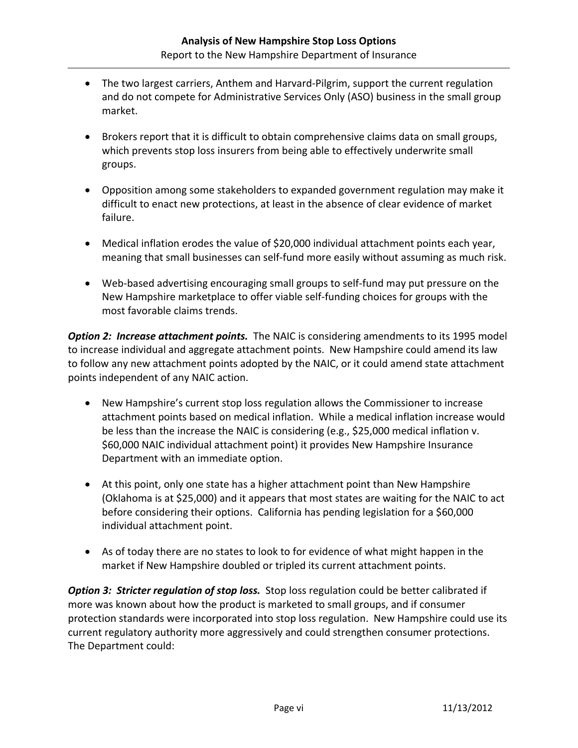- The two largest carriers, Anthem and Harvard-Pilgrim, support the current regulation and do not compete for Administrative Services Only (ASO) business in the small group market.

- Brokers report that it is difficult to obtain comprehensive claims data on small groups, which prevents stop loss insurers from being able to effectively underwrite small groups.

- Opposition among some stakeholders to expanded government regulation may make it difficult to enact new protections, at least in the absence of clear evidence of market failure.

- Medical inflation erodes the value of $20,000 individual attachment points each year, meaning that small businesses can self-fund more easily without assuming as much risk.

- Web-based advertising encouraging small groups to self-fund may put pressure on the New Hampshire marketplace to offer viable self-funding choices for groups with the most favorable claims trends.

***Option 2: Increase attachment points.*** The NAIC is considering amendments to its 1995 model to increase individual and aggregate attachment points. New Hampshire could amend its law to follow any new attachment points adopted by the NAIC, or it could amend state attachment points independent of any NAIC action.

- New Hampshire's current stop loss regulation allows the Commissioner to increase attachment points based on medical inflation. While a medical inflation increase would be less than the increase the NAIC is considering (e.g., $25,000 medical inflation v. $60,000 NAIC individual attachment point) it provides New Hampshire Insurance Department with an immediate option.

- At this point, only one state has a higher attachment point than New Hampshire (Oklahoma is at $25,000) and it appears that most states are waiting for the NAIC to act before considering their options. California has pending legislation for a $60,000 individual attachment point.

- As of today there are no states to look to for evidence of what might happen in the market if New Hampshire doubled or tripled its current attachment points.

***Option 3: Stricter regulation of stop loss.*** Stop loss regulation could be better calibrated if more was known about how the product is marketed to small groups, and if consumer protection standards were incorporated into stop loss regulation. New Hampshire could use its current regulatory authority more aggressively and could strengthen consumer protections. The Department could: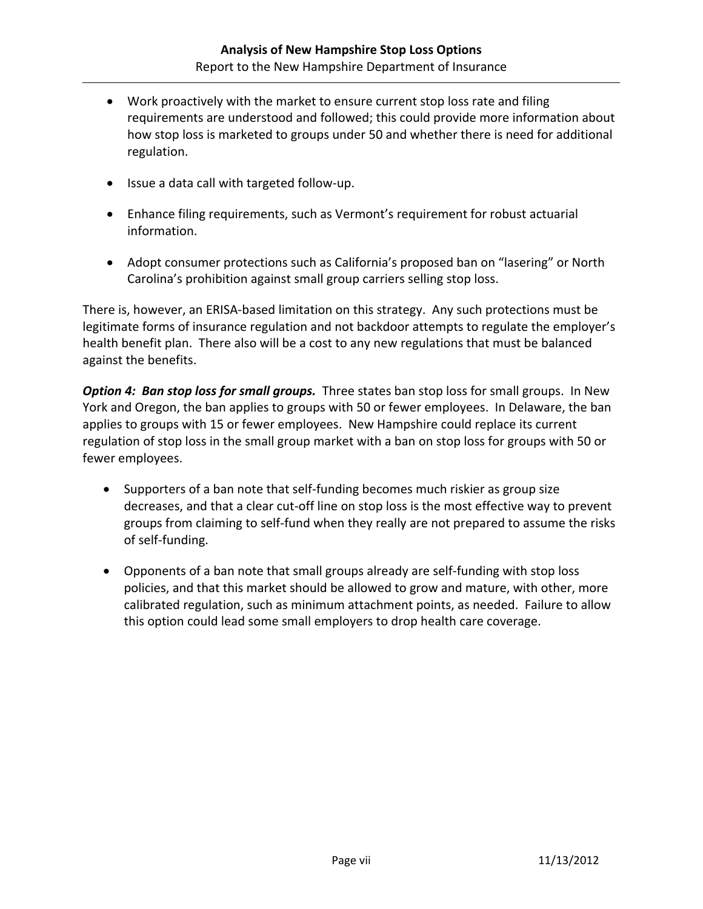- Work proactively with the market to ensure current stop loss rate and filing requirements are understood and followed; this could provide more information about how stop loss is marketed to groups under 50 and whether there is need for additional regulation.

- Issue a data call with targeted follow-up.

- Enhance filing requirements, such as Vermont's requirement for robust actuarial information.

- Adopt consumer protections such as California's proposed ban on "lasering" or North Carolina's prohibition against small group carriers selling stop loss.

There is, however, an ERISA-based limitation on this strategy. Any such protections must be legitimate forms of insurance regulation and not backdoor attempts to regulate the employer's health benefit plan. There also will be a cost to any new regulations that must be balanced against the benefits.

***Option 4: Ban stop loss for small groups.*** Three states ban stop loss for small groups. In New York and Oregon, the ban applies to groups with 50 or fewer employees. In Delaware, the ban applies to groups with 15 or fewer employees. New Hampshire could replace its current regulation of stop loss in the small group market with a ban on stop loss for groups with 50 or fewer employees.

- Supporters of a ban note that self-funding becomes much riskier as group size decreases, and that a clear cut-off line on stop loss is the most effective way to prevent groups from claiming to self-fund when they really are not prepared to assume the risks of self-funding.

- Opponents of a ban note that small groups already are self-funding with stop loss policies, and that this market should be allowed to grow and mature, with other, more calibrated regulation, such as minimum attachment points, as needed. Failure to allow this option could lead some small employers to drop health care coverage.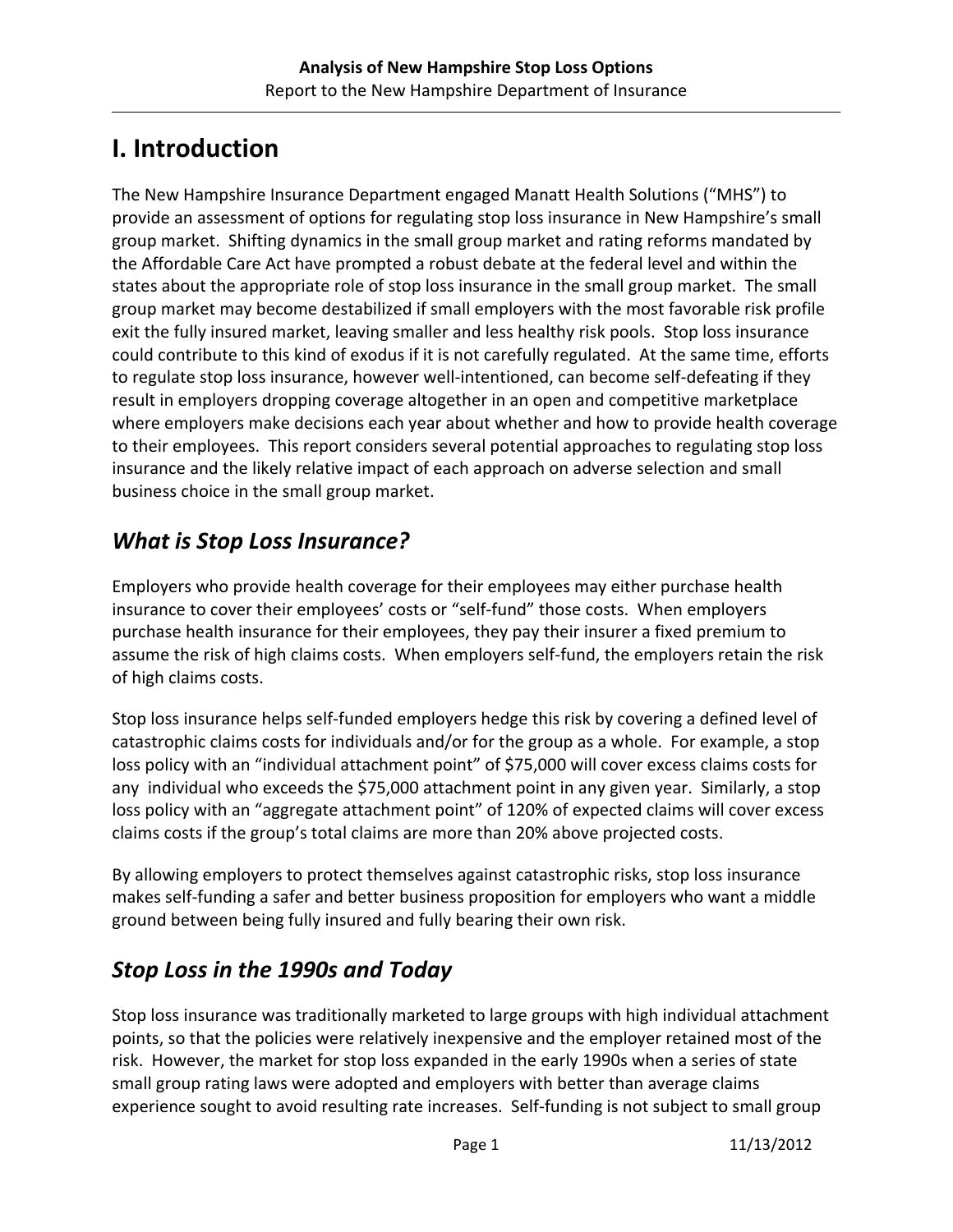# I. Introduction

The New Hampshire Insurance Department engaged Manatt Health Solutions ("MHS") to provide an assessment of options for regulating stop loss insurance in New Hampshire's small group market. Shifting dynamics in the small group market and rating reforms mandated by the Affordable Care Act have prompted a robust debate at the federal level and within the states about the appropriate role of stop loss insurance in the small group market. The small group market may become destabilized if small employers with the most favorable risk profile exit the fully insured market, leaving smaller and less healthy risk pools. Stop loss insurance could contribute to this kind of exodus if it is not carefully regulated. At the same time, efforts to regulate stop loss insurance, however well-intentioned, can become self-defeating if they result in employers dropping coverage altogether in an open and competitive marketplace where employers make decisions each year about whether and how to provide health coverage to their employees. This report considers several potential approaches to regulating stop loss insurance and the likely relative impact of each approach on adverse selection and small business choice in the small group market.

## *What is Stop Loss Insurance?*

Employers who provide health coverage for their employees may either purchase health insurance to cover their employees' costs or "self-fund" those costs. When employers purchase health insurance for their employees, they pay their insurer a fixed premium to assume the risk of high claims costs. When employers self-fund, the employers retain the risk of high claims costs.

Stop loss insurance helps self-funded employers hedge this risk by covering a defined level of catastrophic claims costs for individuals and/or for the group as a whole. For example, a stop loss policy with an "individual attachment point" of $75,000 will cover excess claims costs for any individual who exceeds the $75,000 attachment point in any given year. Similarly, a stop loss policy with an "aggregate attachment point" of 120% of expected claims will cover excess claims costs if the group's total claims are more than 20% above projected costs.

By allowing employers to protect themselves against catastrophic risks, stop loss insurance makes self-funding a safer and better business proposition for employers who want a middle ground between being fully insured and fully bearing their own risk.

## *Stop Loss in the 1990s and Today*

Stop loss insurance was traditionally marketed to large groups with high individual attachment points, so that the policies were relatively inexpensive and the employer retained most of the risk. However, the market for stop loss expanded in the early 1990s when a series of state small group rating laws were adopted and employers with better than average claims experience sought to avoid resulting rate increases. Self-funding is not subject to small group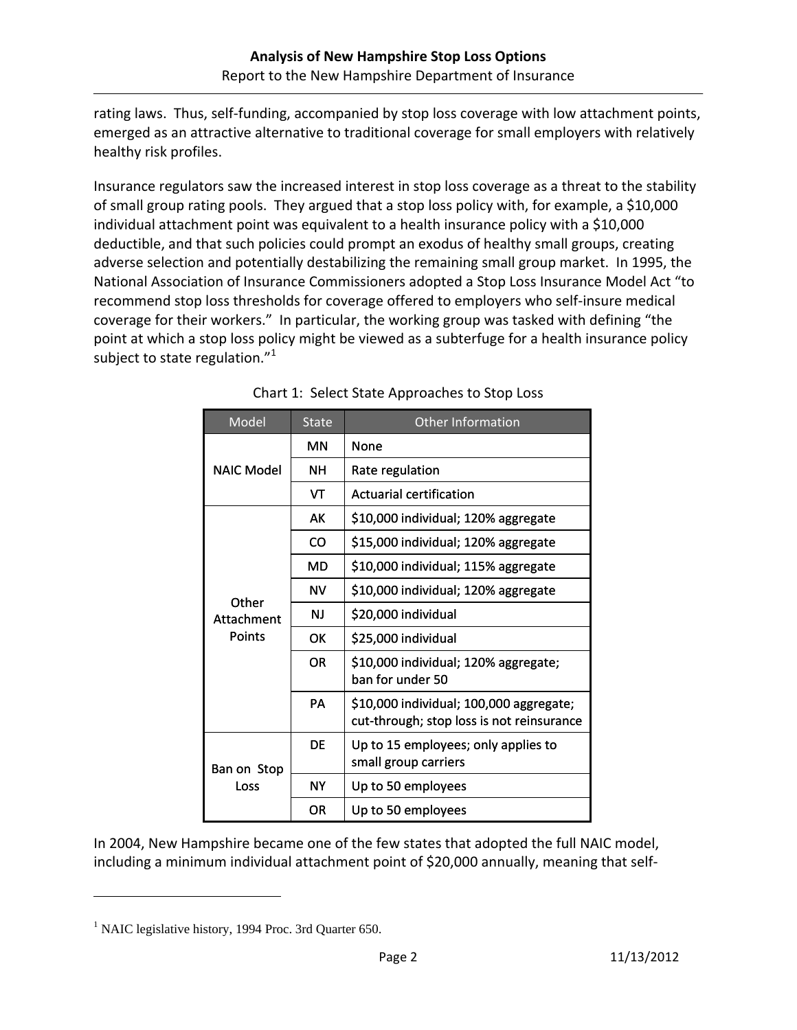rating laws. Thus, self-funding, accompanied by stop loss coverage with low attachment points, emerged as an attractive alternative to traditional coverage for small employers with relatively healthy risk profiles.

Insurance regulators saw the increased interest in stop loss coverage as a threat to the stability of small group rating pools. They argued that a stop loss policy with, for example, a $10,000 individual attachment point was equivalent to a health insurance policy with a $10,000 deductible, and that such policies could prompt an exodus of healthy small groups, creating adverse selection and potentially destabilizing the remaining small group market. In 1995, the National Association of Insurance Commissioners adopted a Stop Loss Insurance Model Act "to recommend stop loss thresholds for coverage offered to employers who self-insure medical coverage for their workers." In particular, the working group was tasked with defining "the point at which a stop loss policy might be viewed as a subterfuge for a health insurance policy subject to state regulation."[1]

Chart 1: Select State Approaches to Stop Loss

| Model | State | Other Information |
|---|---|---|
| NAIC Model | MN | None |
| | NH | Rate regulation |
| | VT | Actuarial certification |
| Other Attachment Points | AK | $10,000 individual; 120% aggregate |
| | CO | $15,000 individual; 120% aggregate |
| | MD | $10,000 individual; 115% aggregate |
| | NV | $10,000 individual; 120% aggregate |
| | NJ | $20,000 individual |
| | OK | $25,000 individual |
| | OR | $10,000 individual; 120% aggregate; ban for under 50 |
| | PA | $10,000 individual; 100,000 aggregate; cut-through; stop loss is not reinsurance |
| Ban on Stop Loss | DE | Up to 15 employees; only applies to small group carriers |
| | NY | Up to 50 employees |
| | OR | Up to 50 employees |

In 2004, New Hampshire became one of the few states that adopted the full NAIC model, including a minimum individual attachment point of $20,000 annually, meaning that self-

[1] NAIC legislative history, 1994 Proc. 3rd Quarter 650.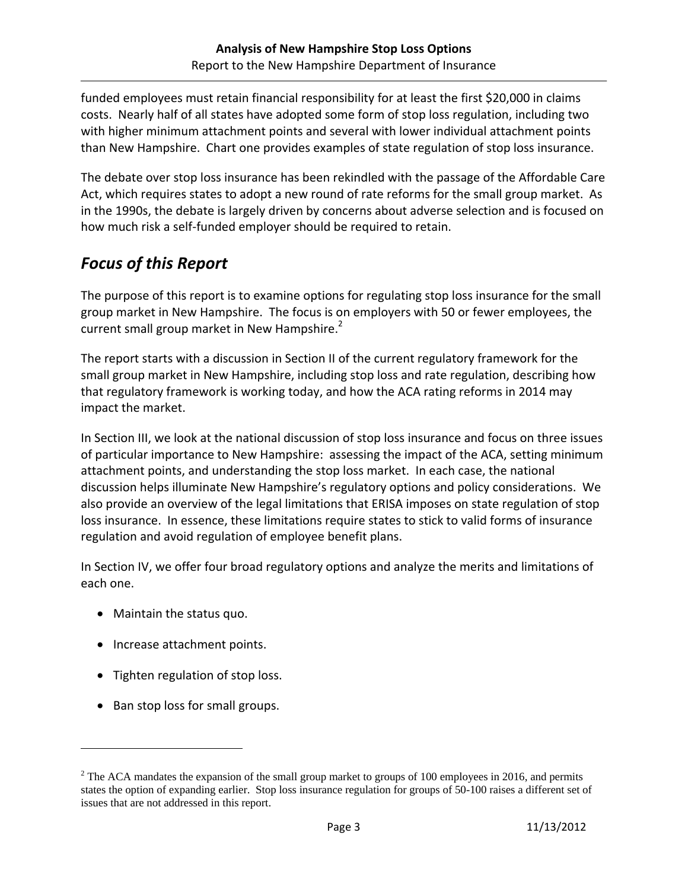funded employees must retain financial responsibility for at least the first $20,000 in claims costs. Nearly half of all states have adopted some form of stop loss regulation, including two with higher minimum attachment points and several with lower individual attachment points than New Hampshire. Chart one provides examples of state regulation of stop loss insurance.

The debate over stop loss insurance has been rekindled with the passage of the Affordable Care Act, which requires states to adopt a new round of rate reforms for the small group market. As in the 1990s, the debate is largely driven by concerns about adverse selection and is focused on how much risk a self-funded employer should be required to retain.

## *Focus of this Report*

The purpose of this report is to examine options for regulating stop loss insurance for the small group market in New Hampshire. The focus is on employers with 50 or fewer employees, the current small group market in New Hampshire.[2]

The report starts with a discussion in Section II of the current regulatory framework for the small group market in New Hampshire, including stop loss and rate regulation, describing how that regulatory framework is working today, and how the ACA rating reforms in 2014 may impact the market.

In Section III, we look at the national discussion of stop loss insurance and focus on three issues of particular importance to New Hampshire: assessing the impact of the ACA, setting minimum attachment points, and understanding the stop loss market. In each case, the national discussion helps illuminate New Hampshire's regulatory options and policy considerations. We also provide an overview of the legal limitations that ERISA imposes on state regulation of stop loss insurance. In essence, these limitations require states to stick to valid forms of insurance regulation and avoid regulation of employee benefit plans.

In Section IV, we offer four broad regulatory options and analyze the merits and limitations of each one.

- Maintain the status quo.
- Increase attachment points.
- Tighten regulation of stop loss.
- Ban stop loss for small groups.

[2] The ACA mandates the expansion of the small group market to groups of 100 employees in 2016, and permits states the option of expanding earlier. Stop loss insurance regulation for groups of 50-100 raises a different set of issues that are not addressed in this report.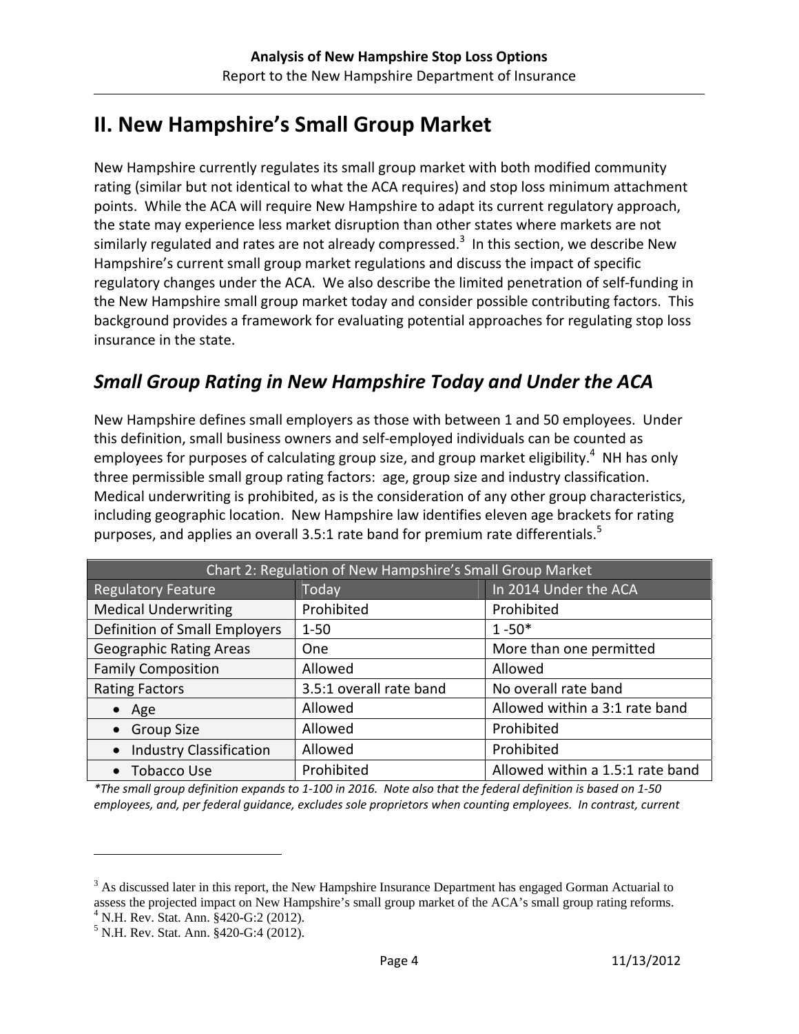# II. New Hampshire's Small Group Market

New Hampshire currently regulates its small group market with both modified community rating (similar but not identical to what the ACA requires) and stop loss minimum attachment points. While the ACA will require New Hampshire to adapt its current regulatory approach, the state may experience less market disruption than other states where markets are not similarly regulated and rates are not already compressed.[3] In this section, we describe New Hampshire's current small group market regulations and discuss the impact of specific regulatory changes under the ACA. We also describe the limited penetration of self-funding in the New Hampshire small group market today and consider possible contributing factors. This background provides a framework for evaluating potential approaches for regulating stop loss insurance in the state.

## *Small Group Rating in New Hampshire Today and Under the ACA*

New Hampshire defines small employers as those with between 1 and 50 employees. Under this definition, small business owners and self-employed individuals can be counted as employees for purposes of calculating group size, and group market eligibility.[4] NH has only three permissible small group rating factors: age, group size and industry classification. Medical underwriting is prohibited, as is the consideration of any other group characteristics, including geographic location. New Hampshire law identifies eleven age brackets for rating purposes, and applies an overall 3.5:1 rate band for premium rate differentials.[5]

| Chart 2: Regulation of New Hampshire's Small Group Market | | |
|---|---|---|
| Regulatory Feature | Today | In 2014 Under the ACA |
| Medical Underwriting | Prohibited | Prohibited |
| Definition of Small Employers | 1-50 | 1 -50* |
| Geographic Rating Areas | One | More than one permitted |
| Family Composition | Allowed | Allowed |
| Rating Factors | 3.5:1 overall rate band | No overall rate band |
| • Age | Allowed | Allowed within a 3:1 rate band |
| • Group Size | Allowed | Prohibited |
| • Industry Classification | Allowed | Prohibited |
| • Tobacco Use | Prohibited | Allowed within a 1.5:1 rate band |

*\*The small group definition expands to 1-100 in 2016. Note also that the federal definition is based on 1-50 employees, and, per federal guidance, excludes sole proprietors when counting employees. In contrast, current*

[3] As discussed later in this report, the New Hampshire Insurance Department has engaged Gorman Actuarial to assess the projected impact on New Hampshire's small group market of the ACA's small group rating reforms.

[4] N.H. Rev. Stat. Ann. §420-G:2 (2012).

[5] N.H. Rev. Stat. Ann. §420-G:4 (2012).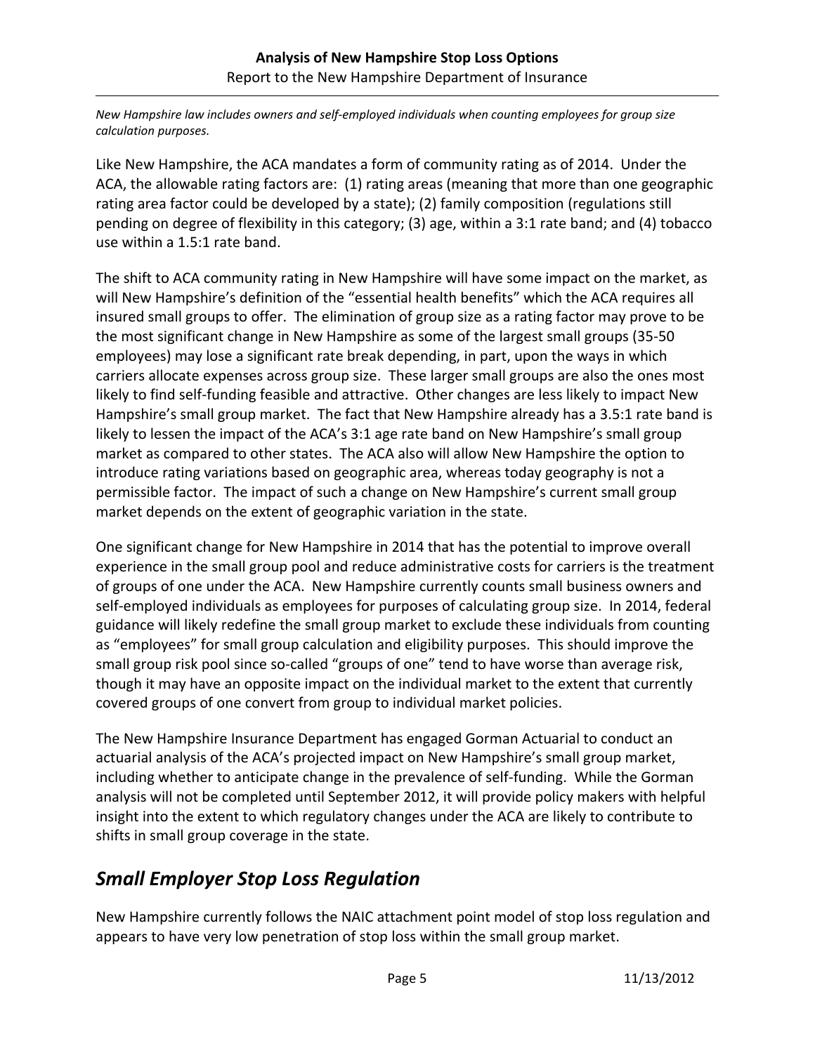*New Hampshire law includes owners and self-employed individuals when counting employees for group size calculation purposes.*

Like New Hampshire, the ACA mandates a form of community rating as of 2014. Under the ACA, the allowable rating factors are: (1) rating areas (meaning that more than one geographic rating area factor could be developed by a state); (2) family composition (regulations still pending on degree of flexibility in this category; (3) age, within a 3:1 rate band; and (4) tobacco use within a 1.5:1 rate band.

The shift to ACA community rating in New Hampshire will have some impact on the market, as will New Hampshire's definition of the "essential health benefits" which the ACA requires all insured small groups to offer. The elimination of group size as a rating factor may prove to be the most significant change in New Hampshire as some of the largest small groups (35-50 employees) may lose a significant rate break depending, in part, upon the ways in which carriers allocate expenses across group size. These larger small groups are also the ones most likely to find self-funding feasible and attractive. Other changes are less likely to impact New Hampshire's small group market. The fact that New Hampshire already has a 3.5:1 rate band is likely to lessen the impact of the ACA's 3:1 age rate band on New Hampshire's small group market as compared to other states. The ACA also will allow New Hampshire the option to introduce rating variations based on geographic area, whereas today geography is not a permissible factor. The impact of such a change on New Hampshire's current small group market depends on the extent of geographic variation in the state.

One significant change for New Hampshire in 2014 that has the potential to improve overall experience in the small group pool and reduce administrative costs for carriers is the treatment of groups of one under the ACA. New Hampshire currently counts small business owners and self-employed individuals as employees for purposes of calculating group size. In 2014, federal guidance will likely redefine the small group market to exclude these individuals from counting as "employees" for small group calculation and eligibility purposes. This should improve the small group risk pool since so-called "groups of one" tend to have worse than average risk, though it may have an opposite impact on the individual market to the extent that currently covered groups of one convert from group to individual market policies.

The New Hampshire Insurance Department has engaged Gorman Actuarial to conduct an actuarial analysis of the ACA's projected impact on New Hampshire's small group market, including whether to anticipate change in the prevalence of self-funding. While the Gorman analysis will not be completed until September 2012, it will provide policy makers with helpful insight into the extent to which regulatory changes under the ACA are likely to contribute to shifts in small group coverage in the state.

## *Small Employer Stop Loss Regulation*

New Hampshire currently follows the NAIC attachment point model of stop loss regulation and appears to have very low penetration of stop loss within the small group market.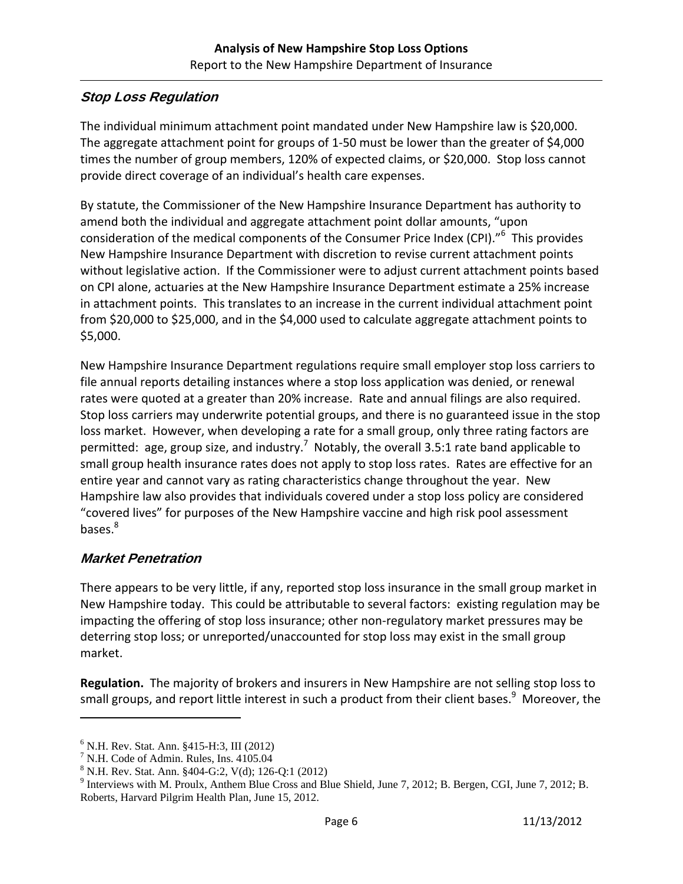## *Stop Loss Regulation*

The individual minimum attachment point mandated under New Hampshire law is $20,000. The aggregate attachment point for groups of 1-50 must be lower than the greater of $4,000 times the number of group members, 120% of expected claims, or $20,000. Stop loss cannot provide direct coverage of an individual's health care expenses.

By statute, the Commissioner of the New Hampshire Insurance Department has authority to amend both the individual and aggregate attachment point dollar amounts, "upon consideration of the medical components of the Consumer Price Index (CPI)."[6] This provides New Hampshire Insurance Department with discretion to revise current attachment points without legislative action. If the Commissioner were to adjust current attachment points based on CPI alone, actuaries at the New Hampshire Insurance Department estimate a 25% increase in attachment points. This translates to an increase in the current individual attachment point from $20,000 to $25,000, and in the $4,000 used to calculate aggregate attachment points to $5,000.

New Hampshire Insurance Department regulations require small employer stop loss carriers to file annual reports detailing instances where a stop loss application was denied, or renewal rates were quoted at a greater than 20% increase. Rate and annual filings are also required. Stop loss carriers may underwrite potential groups, and there is no guaranteed issue in the stop loss market. However, when developing a rate for a small group, only three rating factors are permitted: age, group size, and industry.[7] Notably, the overall 3.5:1 rate band applicable to small group health insurance rates does not apply to stop loss rates. Rates are effective for an entire year and cannot vary as rating characteristics change throughout the year. New Hampshire law also provides that individuals covered under a stop loss policy are considered "covered lives" for purposes of the New Hampshire vaccine and high risk pool assessment bases.[8]

## *Market Penetration*

There appears to be very little, if any, reported stop loss insurance in the small group market in New Hampshire today. This could be attributable to several factors: existing regulation may be impacting the offering of stop loss insurance; other non-regulatory market pressures may be deterring stop loss; or unreported/unaccounted for stop loss may exist in the small group market.

**Regulation.** The majority of brokers and insurers in New Hampshire are not selling stop loss to small groups, and report little interest in such a product from their client bases.[9] Moreover, the

---

[6] N.H. Rev. Stat. Ann. §415-H:3, III (2012)

[7] N.H. Code of Admin. Rules, Ins. 4105.04

[8] N.H. Rev. Stat. Ann. §404-G:2, V(d); 126-Q:1 (2012)

[9] Interviews with M. Proulx, Anthem Blue Cross and Blue Shield, June 7, 2012; B. Bergen, CGI, June 7, 2012; B. Roberts, Harvard Pilgrim Health Plan, June 15, 2012.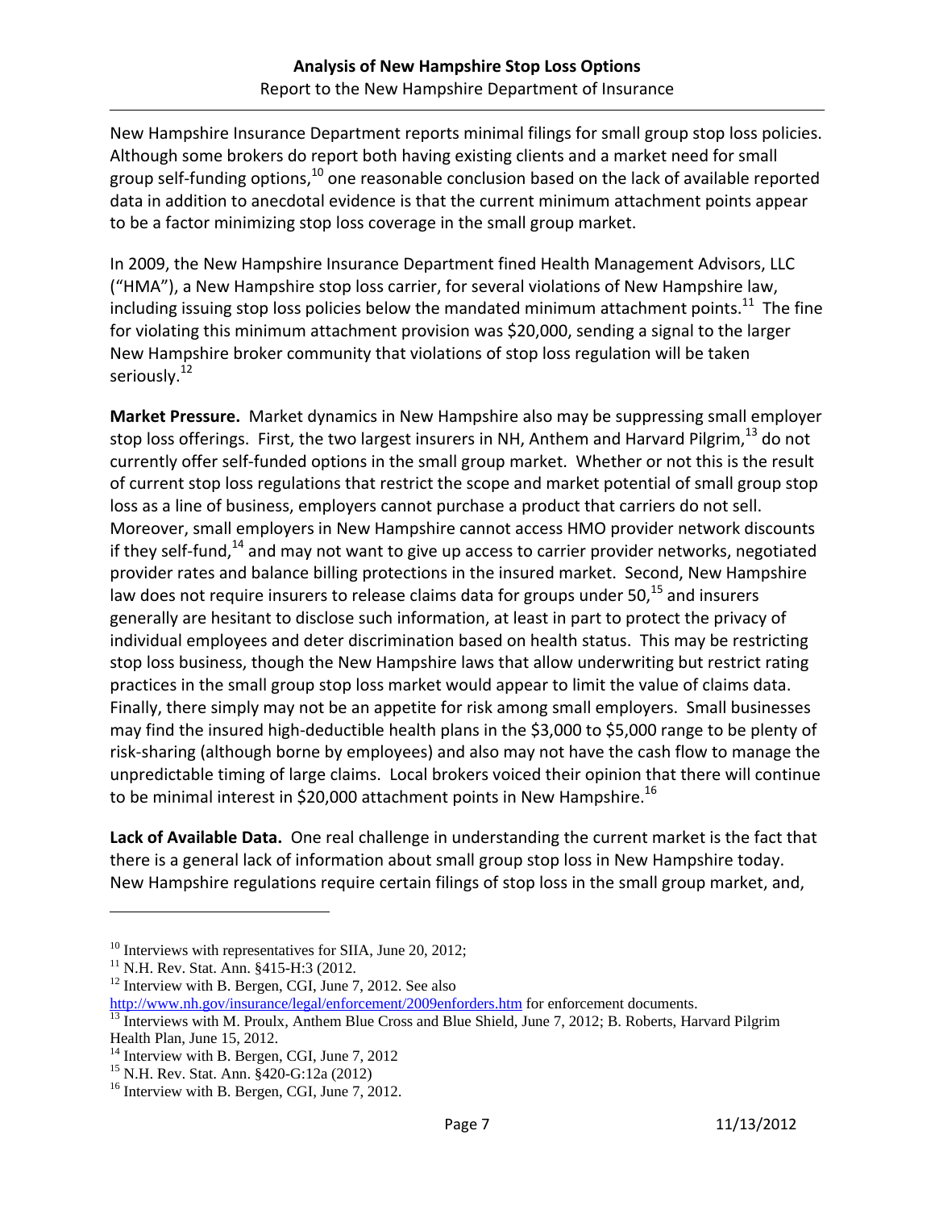New Hampshire Insurance Department reports minimal filings for small group stop loss policies. Although some brokers do report both having existing clients and a market need for small group self-funding options,[10] one reasonable conclusion based on the lack of available reported data in addition to anecdotal evidence is that the current minimum attachment points appear to be a factor minimizing stop loss coverage in the small group market.

In 2009, the New Hampshire Insurance Department fined Health Management Advisors, LLC ("HMA"), a New Hampshire stop loss carrier, for several violations of New Hampshire law, including issuing stop loss policies below the mandated minimum attachment points.[11] The fine for violating this minimum attachment provision was $20,000, sending a signal to the larger New Hampshire broker community that violations of stop loss regulation will be taken seriously.[12]

**Market Pressure.** Market dynamics in New Hampshire also may be suppressing small employer stop loss offerings. First, the two largest insurers in NH, Anthem and Harvard Pilgrim,[13] do not currently offer self-funded options in the small group market. Whether or not this is the result of current stop loss regulations that restrict the scope and market potential of small group stop loss as a line of business, employers cannot purchase a product that carriers do not sell. Moreover, small employers in New Hampshire cannot access HMO provider network discounts if they self-fund,[14] and may not want to give up access to carrier provider networks, negotiated provider rates and balance billing protections in the insured market. Second, New Hampshire law does not require insurers to release claims data for groups under 50,[15] and insurers generally are hesitant to disclose such information, at least in part to protect the privacy of individual employees and deter discrimination based on health status. This may be restricting stop loss business, though the New Hampshire laws that allow underwriting but restrict rating practices in the small group stop loss market would appear to limit the value of claims data. Finally, there simply may not be an appetite for risk among small employers. Small businesses may find the insured high-deductible health plans in the $3,000 to $5,000 range to be plenty of risk-sharing (although borne by employees) and also may not have the cash flow to manage the unpredictable timing of large claims. Local brokers voiced their opinion that there will continue to be minimal interest in $20,000 attachment points in New Hampshire.[16]

**Lack of Available Data.** One real challenge in understanding the current market is the fact that there is a general lack of information about small group stop loss in New Hampshire today. New Hampshire regulations require certain filings of stop loss in the small group market, and,

---

[10] Interviews with representatives for SIIA, June 20, 2012;

[11] N.H. Rev. Stat. Ann. §415-H:3 (2012.

[12] Interview with B. Bergen, CGI, June 7, 2012. See also http://www.nh.gov/insurance/legal/enforcement/2009enforders.htm for enforcement documents.

[13] Interviews with M. Proulx, Anthem Blue Cross and Blue Shield, June 7, 2012; B. Roberts, Harvard Pilgrim Health Plan, June 15, 2012.

[14] Interview with B. Bergen, CGI, June 7, 2012

[15] N.H. Rev. Stat. Ann. §420-G:12a (2012)

[16] Interview with B. Bergen, CGI, June 7, 2012.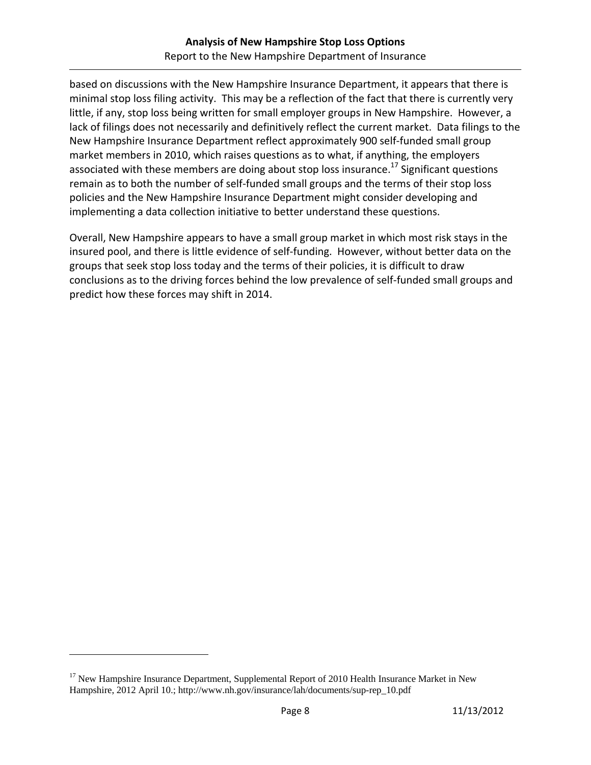based on discussions with the New Hampshire Insurance Department, it appears that there is minimal stop loss filing activity. This may be a reflection of the fact that there is currently very little, if any, stop loss being written for small employer groups in New Hampshire. However, a lack of filings does not necessarily and definitively reflect the current market. Data filings to the New Hampshire Insurance Department reflect approximately 900 self-funded small group market members in 2010, which raises questions as to what, if anything, the employers associated with these members are doing about stop loss insurance.[17] Significant questions remain as to both the number of self-funded small groups and the terms of their stop loss policies and the New Hampshire Insurance Department might consider developing and implementing a data collection initiative to better understand these questions.

Overall, New Hampshire appears to have a small group market in which most risk stays in the insured pool, and there is little evidence of self-funding. However, without better data on the groups that seek stop loss today and the terms of their policies, it is difficult to draw conclusions as to the driving forces behind the low prevalence of self-funded small groups and predict how these forces may shift in 2014.

---

[17] New Hampshire Insurance Department, Supplemental Report of 2010 Health Insurance Market in New Hampshire, 2012 April 10.; http://www.nh.gov/insurance/lah/documents/sup-rep_10.pdf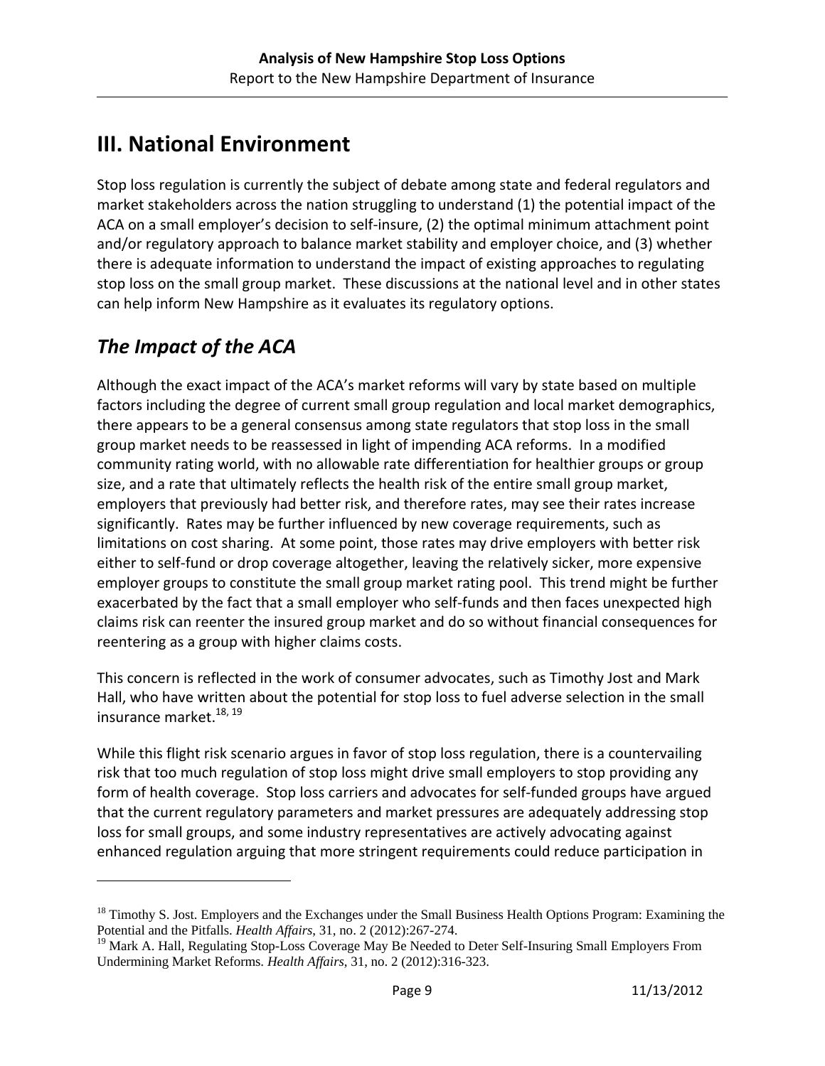# III. National Environment

Stop loss regulation is currently the subject of debate among state and federal regulators and market stakeholders across the nation struggling to understand (1) the potential impact of the ACA on a small employer's decision to self-insure, (2) the optimal minimum attachment point and/or regulatory approach to balance market stability and employer choice, and (3) whether there is adequate information to understand the impact of existing approaches to regulating stop loss on the small group market. These discussions at the national level and in other states can help inform New Hampshire as it evaluates its regulatory options.

## *The Impact of the ACA*

Although the exact impact of the ACA's market reforms will vary by state based on multiple factors including the degree of current small group regulation and local market demographics, there appears to be a general consensus among state regulators that stop loss in the small group market needs to be reassessed in light of impending ACA reforms. In a modified community rating world, with no allowable rate differentiation for healthier groups or group size, and a rate that ultimately reflects the health risk of the entire small group market, employers that previously had better risk, and therefore rates, may see their rates increase significantly. Rates may be further influenced by new coverage requirements, such as limitations on cost sharing. At some point, those rates may drive employers with better risk either to self-fund or drop coverage altogether, leaving the relatively sicker, more expensive employer groups to constitute the small group market rating pool. This trend might be further exacerbated by the fact that a small employer who self-funds and then faces unexpected high claims risk can reenter the insured group market and do so without financial consequences for reentering as a group with higher claims costs.

This concern is reflected in the work of consumer advocates, such as Timothy Jost and Mark Hall, who have written about the potential for stop loss to fuel adverse selection in the small insurance market.[18, 19]

While this flight risk scenario argues in favor of stop loss regulation, there is a countervailing risk that too much regulation of stop loss might drive small employers to stop providing any form of health coverage. Stop loss carriers and advocates for self-funded groups have argued that the current regulatory parameters and market pressures are adequately addressing stop loss for small groups, and some industry representatives are actively advocating against enhanced regulation arguing that more stringent requirements could reduce participation in

---

[18] Timothy S. Jost. Employers and the Exchanges under the Small Business Health Options Program: Examining the Potential and the Pitfalls. *Health Affairs*, 31, no. 2 (2012):267-274.

[19] Mark A. Hall, Regulating Stop-Loss Coverage May Be Needed to Deter Self-Insuring Small Employers From Undermining Market Reforms. *Health Affairs*, 31, no. 2 (2012):316-323.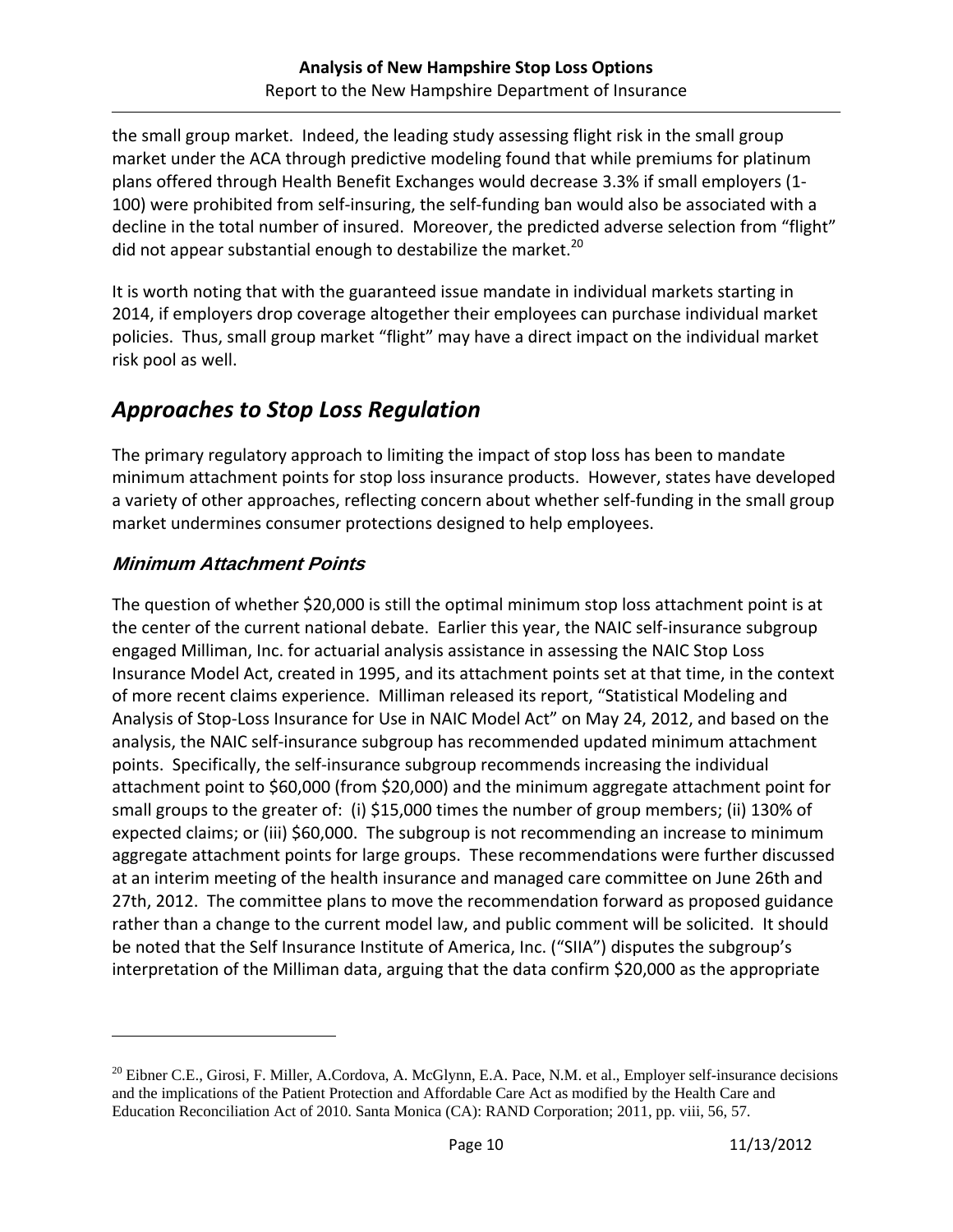the small group market. Indeed, the leading study assessing flight risk in the small group market under the ACA through predictive modeling found that while premiums for platinum plans offered through Health Benefit Exchanges would decrease 3.3% if small employers (1-100) were prohibited from self-insuring, the self-funding ban would also be associated with a decline in the total number of insured. Moreover, the predicted adverse selection from "flight" did not appear substantial enough to destabilize the market.[20]

It is worth noting that with the guaranteed issue mandate in individual markets starting in 2014, if employers drop coverage altogether their employees can purchase individual market policies. Thus, small group market "flight" may have a direct impact on the individual market risk pool as well.

## *Approaches to Stop Loss Regulation*

The primary regulatory approach to limiting the impact of stop loss has been to mandate minimum attachment points for stop loss insurance products. However, states have developed a variety of other approaches, reflecting concern about whether self-funding in the small group market undermines consumer protections designed to help employees.

### *Minimum Attachment Points*

The question of whether $20,000 is still the optimal minimum stop loss attachment point is at the center of the current national debate. Earlier this year, the NAIC self-insurance subgroup engaged Milliman, Inc. for actuarial analysis assistance in assessing the NAIC Stop Loss Insurance Model Act, created in 1995, and its attachment points set at that time, in the context of more recent claims experience. Milliman released its report, "Statistical Modeling and Analysis of Stop-Loss Insurance for Use in NAIC Model Act" on May 24, 2012, and based on the analysis, the NAIC self-insurance subgroup has recommended updated minimum attachment points. Specifically, the self-insurance subgroup recommends increasing the individual attachment point to $60,000 (from $20,000) and the minimum aggregate attachment point for small groups to the greater of: (i) $15,000 times the number of group members; (ii) 130% of expected claims; or (iii) $60,000. The subgroup is not recommending an increase to minimum aggregate attachment points for large groups. These recommendations were further discussed at an interim meeting of the health insurance and managed care committee on June 26th and 27th, 2012. The committee plans to move the recommendation forward as proposed guidance rather than a change to the current model law, and public comment will be solicited. It should be noted that the Self Insurance Institute of America, Inc. ("SIIA") disputes the subgroup's interpretation of the Milliman data, arguing that the data confirm $20,000 as the appropriate

---

[20] Eibner C.E., Girosi, F. Miller, A.Cordova, A. McGlynn, E.A. Pace, N.M. et al., Employer self-insurance decisions and the implications of the Patient Protection and Affordable Care Act as modified by the Health Care and Education Reconciliation Act of 2010. Santa Monica (CA): RAND Corporation; 2011, pp. viii, 56, 57.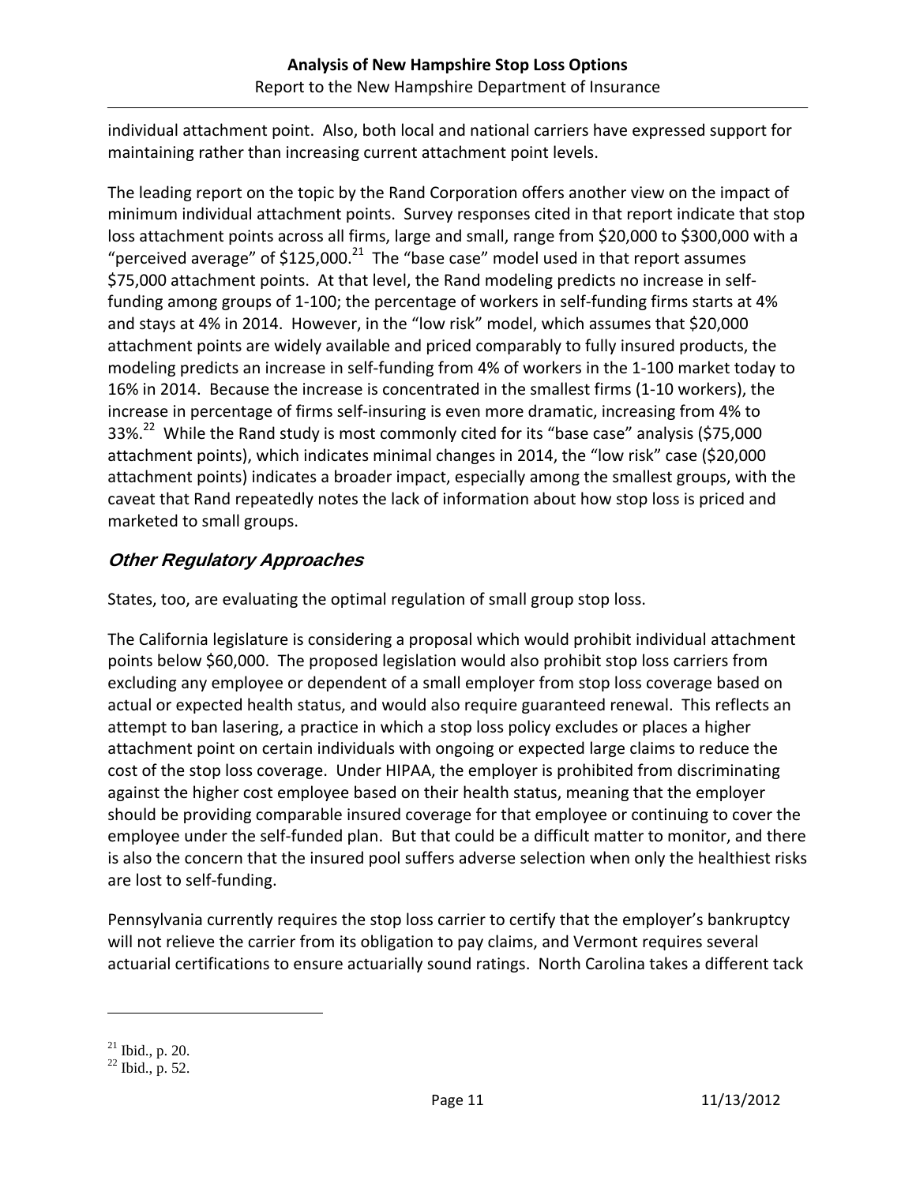individual attachment point. Also, both local and national carriers have expressed support for maintaining rather than increasing current attachment point levels.

The leading report on the topic by the Rand Corporation offers another view on the impact of minimum individual attachment points. Survey responses cited in that report indicate that stop loss attachment points across all firms, large and small, range from $20,000 to $300,000 with a "perceived average" of $125,000.[21] The "base case" model used in that report assumes $75,000 attachment points. At that level, the Rand modeling predicts no increase in self-funding among groups of 1-100; the percentage of workers in self-funding firms starts at 4% and stays at 4% in 2014. However, in the "low risk" model, which assumes that $20,000 attachment points are widely available and priced comparably to fully insured products, the modeling predicts an increase in self-funding from 4% of workers in the 1-100 market today to 16% in 2014. Because the increase is concentrated in the smallest firms (1-10 workers), the increase in percentage of firms self-insuring is even more dramatic, increasing from 4% to 33%.[22] While the Rand study is most commonly cited for its "base case" analysis ($75,000 attachment points), which indicates minimal changes in 2014, the "low risk" case ($20,000 attachment points) indicates a broader impact, especially among the smallest groups, with the caveat that Rand repeatedly notes the lack of information about how stop loss is priced and marketed to small groups.

## *Other Regulatory Approaches*

States, too, are evaluating the optimal regulation of small group stop loss.

The California legislature is considering a proposal which would prohibit individual attachment points below $60,000. The proposed legislation would also prohibit stop loss carriers from excluding any employee or dependent of a small employer from stop loss coverage based on actual or expected health status, and would also require guaranteed renewal. This reflects an attempt to ban lasering, a practice in which a stop loss policy excludes or places a higher attachment point on certain individuals with ongoing or expected large claims to reduce the cost of the stop loss coverage. Under HIPAA, the employer is prohibited from discriminating against the higher cost employee based on their health status, meaning that the employer should be providing comparable insured coverage for that employee or continuing to cover the employee under the self-funded plan. But that could be a difficult matter to monitor, and there is also the concern that the insured pool suffers adverse selection when only the healthiest risks are lost to self-funding.

Pennsylvania currently requires the stop loss carrier to certify that the employer's bankruptcy will not relieve the carrier from its obligation to pay claims, and Vermont requires several actuarial certifications to ensure actuarially sound ratings. North Carolina takes a different tack

---

[21] Ibid., p. 20.

[22] Ibid., p. 52.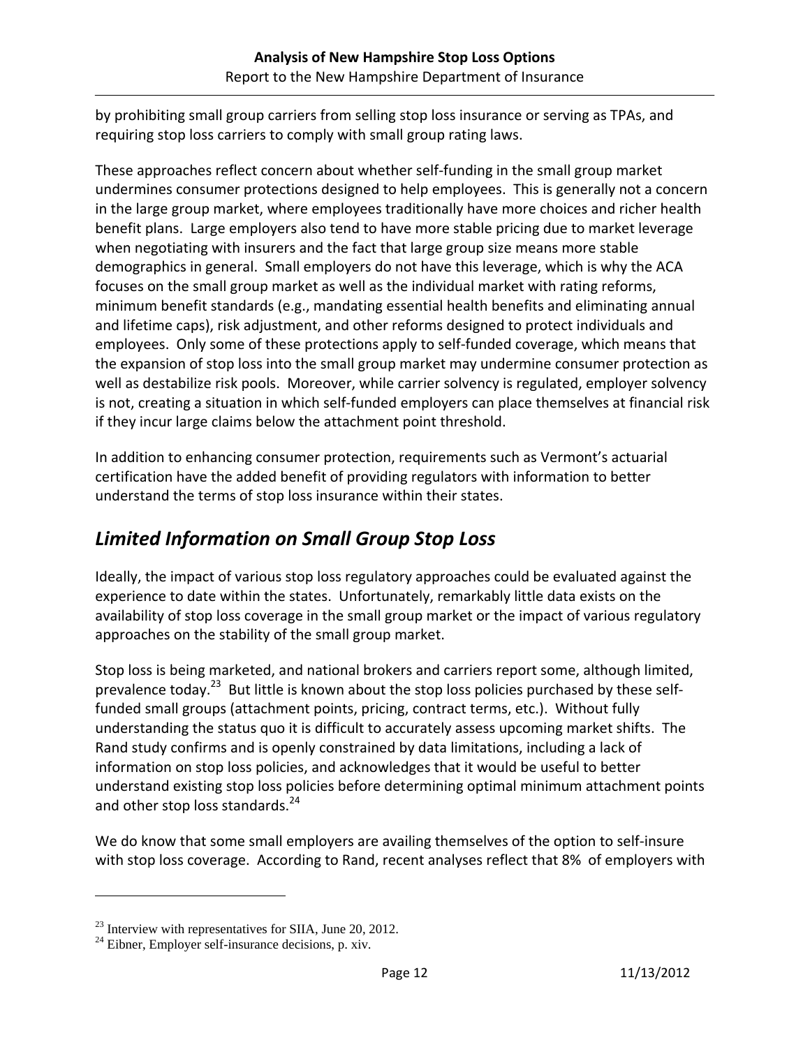by prohibiting small group carriers from selling stop loss insurance or serving as TPAs, and requiring stop loss carriers to comply with small group rating laws.

These approaches reflect concern about whether self-funding in the small group market undermines consumer protections designed to help employees. This is generally not a concern in the large group market, where employees traditionally have more choices and richer health benefit plans. Large employers also tend to have more stable pricing due to market leverage when negotiating with insurers and the fact that large group size means more stable demographics in general. Small employers do not have this leverage, which is why the ACA focuses on the small group market as well as the individual market with rating reforms, minimum benefit standards (e.g., mandating essential health benefits and eliminating annual and lifetime caps), risk adjustment, and other reforms designed to protect individuals and employees. Only some of these protections apply to self-funded coverage, which means that the expansion of stop loss into the small group market may undermine consumer protection as well as destabilize risk pools. Moreover, while carrier solvency is regulated, employer solvency is not, creating a situation in which self-funded employers can place themselves at financial risk if they incur large claims below the attachment point threshold.

In addition to enhancing consumer protection, requirements such as Vermont's actuarial certification have the added benefit of providing regulators with information to better understand the terms of stop loss insurance within their states.

## *Limited Information on Small Group Stop Loss*

Ideally, the impact of various stop loss regulatory approaches could be evaluated against the experience to date within the states. Unfortunately, remarkably little data exists on the availability of stop loss coverage in the small group market or the impact of various regulatory approaches on the stability of the small group market.

Stop loss is being marketed, and national brokers and carriers report some, although limited, prevalence today.[23] But little is known about the stop loss policies purchased by these self-funded small groups (attachment points, pricing, contract terms, etc.). Without fully understanding the status quo it is difficult to accurately assess upcoming market shifts. The Rand study confirms and is openly constrained by data limitations, including a lack of information on stop loss policies, and acknowledges that it would be useful to better understand existing stop loss policies before determining optimal minimum attachment points and other stop loss standards.[24]

We do know that some small employers are availing themselves of the option to self-insure with stop loss coverage. According to Rand, recent analyses reflect that 8% of employers with

[23] Interview with representatives for SIIA, June 20, 2012.

[24] Eibner, Employer self-insurance decisions, p. xiv.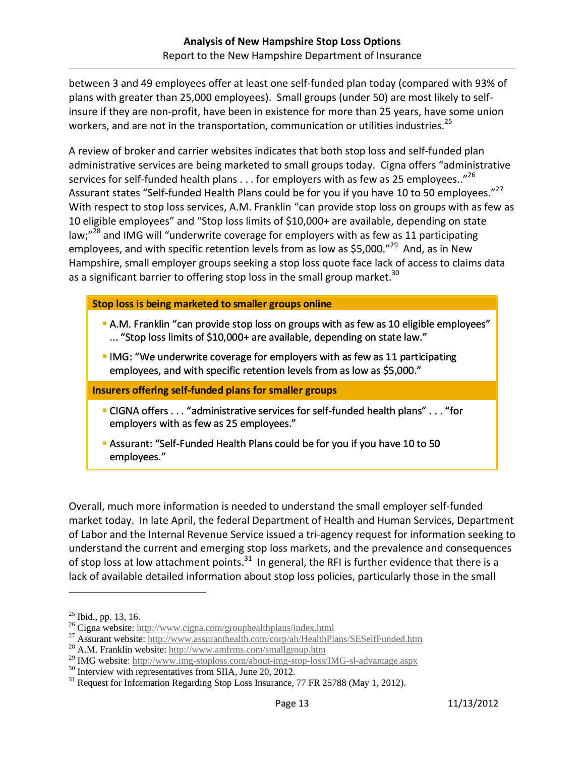between 3 and 49 employees offer at least one self-funded plan today (compared with 93% of plans with greater than 25,000 employees). Small groups (under 50) are most likely to self-insure if they are non-profit, have been in existence for more than 25 years, have some union workers, and are not in the transportation, communication or utilities industries.[25]

A review of broker and carrier websites indicates that both stop loss and self-funded plan administrative services are being marketed to small groups today. Cigna offers "administrative services for self-funded health plans . . . for employers with as few as 25 employees.."[26] Assurant states "Self-funded Health Plans could be for you if you have 10 to 50 employees."[27] With respect to stop loss services, A.M. Franklin "can provide stop loss on groups with as few as 10 eligible employees" and "Stop loss limits of $10,000+ are available, depending on state law;"[28] and IMG will "underwrite coverage for employers with as few as 11 participating employees, and with specific retention levels from as low as $5,000."[29] And, as in New Hampshire, small employer groups seeking a stop loss quote face lack of access to claims data as a significant barrier to offering stop loss in the small group market.[30]

**Stop loss is being marketed to smaller groups online**

- A.M. Franklin "can provide stop loss on groups with as few as 10 eligible employees" ... "Stop loss limits of $10,000+ are available, depending on state law."
- IMG: "We underwrite coverage for employers with as few as 11 participating employees, and with specific retention levels from as low as $5,000."

**Insurers offering self-funded plans for smaller groups**

- CIGNA offers . . . "administrative services for self-funded health plans" . . . "for employers with as few as 25 employees."
- Assurant: "Self-Funded Health Plans could be for you if you have 10 to 50 employees."

Overall, much more information is needed to understand the small employer self-funded market today. In late April, the federal Department of Health and Human Services, Department of Labor and the Internal Revenue Service issued a tri-agency request for information seeking to understand the current and emerging stop loss markets, and the prevalence and consequences of stop loss at low attachment points.[31] In general, the RFI is further evidence that there is a lack of available detailed information about stop loss policies, particularly those in the small

---

[25] Ibid., pp. 13, 16.

[26] Cigna website: http://www.cigna.com/grouphealthplans/index.html

[27] Assurant website: http://www.assuranthealth.com/corp/ah/HealthPlans/SESelfFunded.htm

[28] A.M. Franklin website: http://www.amfrms.com/smallgroup.htm

[29] IMG website: http://www.img-stoploss.com/about-img-stop-loss/IMG-sl-advantage.aspx

[30] Interview with representatives from SIIA, June 20, 2012.

[31] Request for Information Regarding Stop Loss Insurance, 77 FR 25788 (May 1, 2012).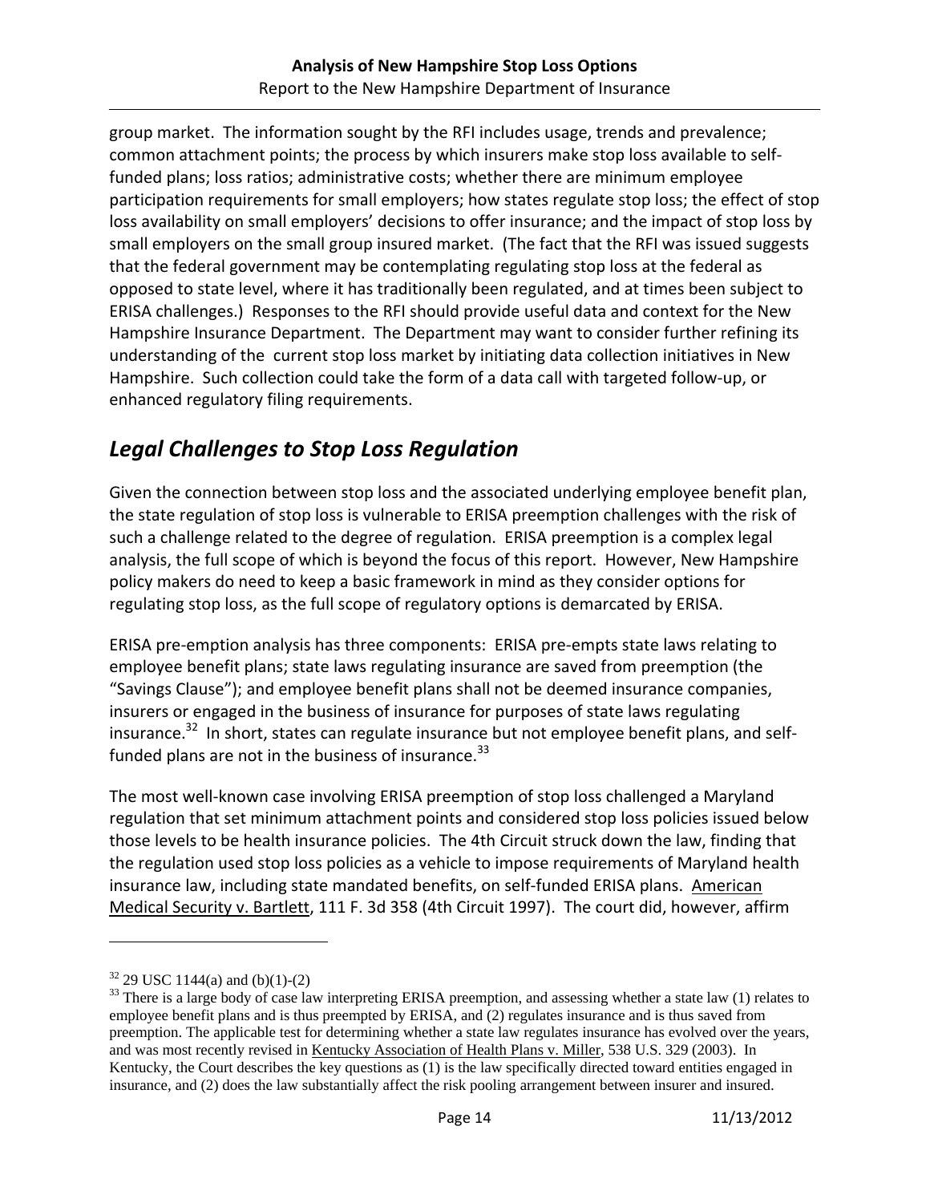group market. The information sought by the RFI includes usage, trends and prevalence; common attachment points; the process by which insurers make stop loss available to self-funded plans; loss ratios; administrative costs; whether there are minimum employee participation requirements for small employers; how states regulate stop loss; the effect of stop loss availability on small employers' decisions to offer insurance; and the impact of stop loss by small employers on the small group insured market. (The fact that the RFI was issued suggests that the federal government may be contemplating regulating stop loss at the federal as opposed to state level, where it has traditionally been regulated, and at times been subject to ERISA challenges.) Responses to the RFI should provide useful data and context for the New Hampshire Insurance Department. The Department may want to consider further refining its understanding of the current stop loss market by initiating data collection initiatives in New Hampshire. Such collection could take the form of a data call with targeted follow-up, or enhanced regulatory filing requirements.

## *Legal Challenges to Stop Loss Regulation*

Given the connection between stop loss and the associated underlying employee benefit plan, the state regulation of stop loss is vulnerable to ERISA preemption challenges with the risk of such a challenge related to the degree of regulation. ERISA preemption is a complex legal analysis, the full scope of which is beyond the focus of this report. However, New Hampshire policy makers do need to keep a basic framework in mind as they consider options for regulating stop loss, as the full scope of regulatory options is demarcated by ERISA.

ERISA pre-emption analysis has three components: ERISA pre-empts state laws relating to employee benefit plans; state laws regulating insurance are saved from preemption (the "Savings Clause"); and employee benefit plans shall not be deemed insurance companies, insurers or engaged in the business of insurance for purposes of state laws regulating insurance.[32] In short, states can regulate insurance but not employee benefit plans, and self-funded plans are not in the business of insurance.[33]

The most well-known case involving ERISA preemption of stop loss challenged a Maryland regulation that set minimum attachment points and considered stop loss policies issued below those levels to be health insurance policies. The 4th Circuit struck down the law, finding that the regulation used stop loss policies as a vehicle to impose requirements of Maryland health insurance law, including state mandated benefits, on self-funded ERISA plans. American Medical Security v. Bartlett, 111 F. 3d 358 (4th Circuit 1997). The court did, however, affirm

---

[32] 29 USC 1144(a) and (b)(1)-(2)

[33] There is a large body of case law interpreting ERISA preemption, and assessing whether a state law (1) relates to employee benefit plans and is thus preempted by ERISA, and (2) regulates insurance and is thus saved from preemption. The applicable test for determining whether a state law regulates insurance has evolved over the years, and was most recently revised in Kentucky Association of Health Plans v. Miller, 538 U.S. 329 (2003). In Kentucky, the Court describes the key questions as (1) is the law specifically directed toward entities engaged in insurance, and (2) does the law substantially affect the risk pooling arrangement between insurer and insured.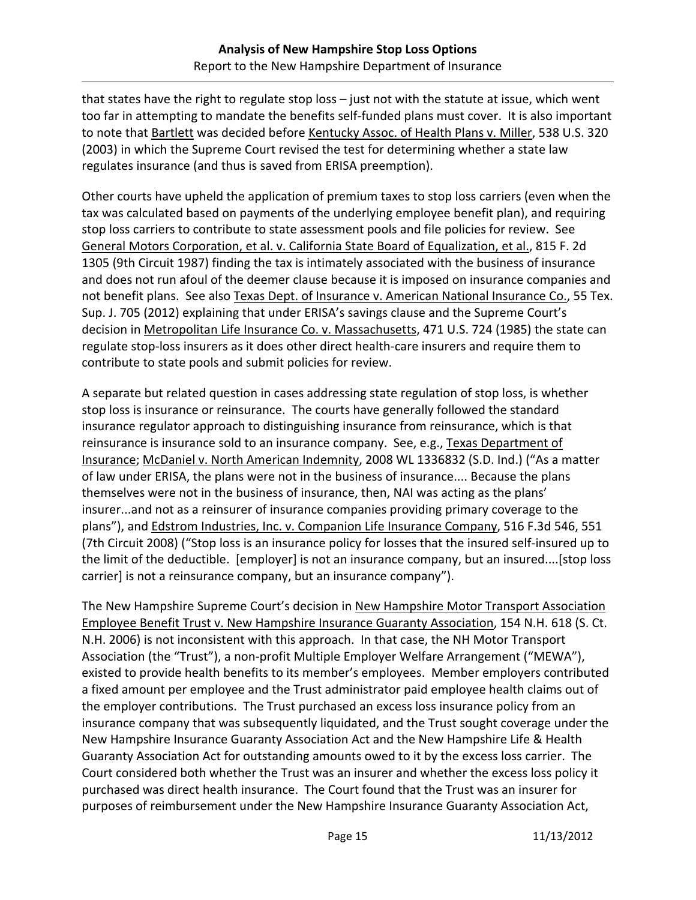that states have the right to regulate stop loss – just not with the statute at issue, which went too far in attempting to mandate the benefits self-funded plans must cover. It is also important to note that Bartlett was decided before Kentucky Assoc. of Health Plans v. Miller, 538 U.S. 320 (2003) in which the Supreme Court revised the test for determining whether a state law regulates insurance (and thus is saved from ERISA preemption).

Other courts have upheld the application of premium taxes to stop loss carriers (even when the tax was calculated based on payments of the underlying employee benefit plan), and requiring stop loss carriers to contribute to state assessment pools and file policies for review. See General Motors Corporation, et al. v. California State Board of Equalization, et al., 815 F. 2d 1305 (9th Circuit 1987) finding the tax is intimately associated with the business of insurance and does not run afoul of the deemer clause because it is imposed on insurance companies and not benefit plans. See also Texas Dept. of Insurance v. American National Insurance Co., 55 Tex. Sup. J. 705 (2012) explaining that under ERISA's savings clause and the Supreme Court's decision in Metropolitan Life Insurance Co. v. Massachusetts, 471 U.S. 724 (1985) the state can regulate stop-loss insurers as it does other direct health-care insurers and require them to contribute to state pools and submit policies for review.

A separate but related question in cases addressing state regulation of stop loss, is whether stop loss is insurance or reinsurance. The courts have generally followed the standard insurance regulator approach to distinguishing insurance from reinsurance, which is that reinsurance is insurance sold to an insurance company. See, e.g., Texas Department of Insurance; McDaniel v. North American Indemnity, 2008 WL 1336832 (S.D. Ind.) ("As a matter of law under ERISA, the plans were not in the business of insurance.... Because the plans themselves were not in the business of insurance, then, NAI was acting as the plans' insurer...and not as a reinsurer of insurance companies providing primary coverage to the plans"), and Edstrom Industries, Inc. v. Companion Life Insurance Company, 516 F.3d 546, 551 (7th Circuit 2008) ("Stop loss is an insurance policy for losses that the insured self-insured up to the limit of the deductible. [employer] is not an insurance company, but an insured....[stop loss carrier] is not a reinsurance company, but an insurance company").

The New Hampshire Supreme Court's decision in New Hampshire Motor Transport Association Employee Benefit Trust v. New Hampshire Insurance Guaranty Association, 154 N.H. 618 (S. Ct. N.H. 2006) is not inconsistent with this approach. In that case, the NH Motor Transport Association (the "Trust"), a non-profit Multiple Employer Welfare Arrangement ("MEWA"), existed to provide health benefits to its member's employees. Member employers contributed a fixed amount per employee and the Trust administrator paid employee health claims out of the employer contributions. The Trust purchased an excess loss insurance policy from an insurance company that was subsequently liquidated, and the Trust sought coverage under the New Hampshire Insurance Guaranty Association Act and the New Hampshire Life & Health Guaranty Association Act for outstanding amounts owed to it by the excess loss carrier. The Court considered both whether the Trust was an insurer and whether the excess loss policy it purchased was direct health insurance. The Court found that the Trust was an insurer for purposes of reimbursement under the New Hampshire Insurance Guaranty Association Act,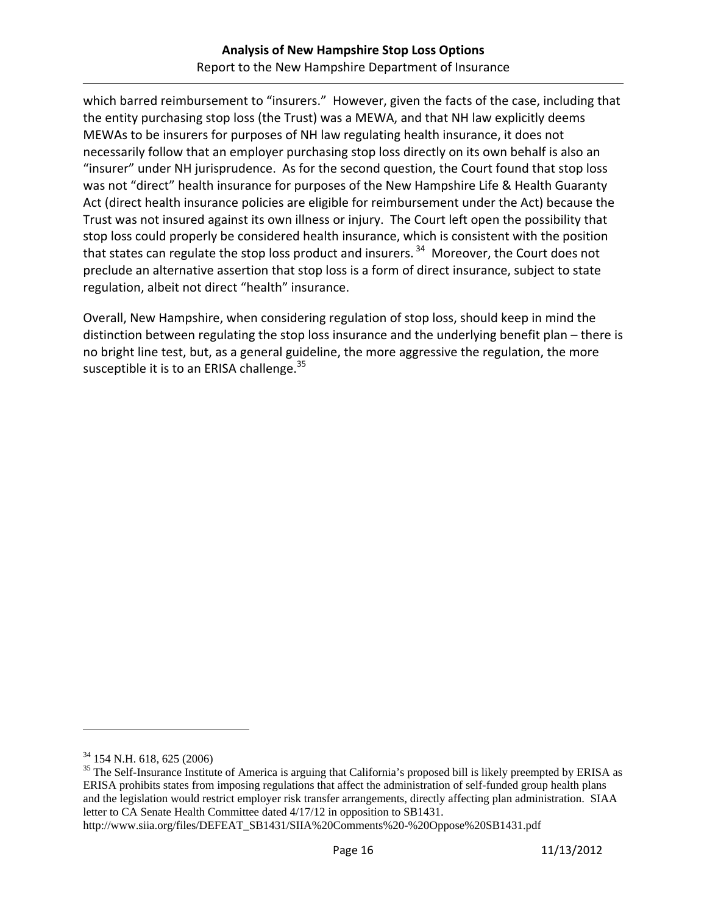which barred reimbursement to "insurers." However, given the facts of the case, including that the entity purchasing stop loss (the Trust) was a MEWA, and that NH law explicitly deems MEWAs to be insurers for purposes of NH law regulating health insurance, it does not necessarily follow that an employer purchasing stop loss directly on its own behalf is also an "insurer" under NH jurisprudence. As for the second question, the Court found that stop loss was not "direct" health insurance for purposes of the New Hampshire Life & Health Guaranty Act (direct health insurance policies are eligible for reimbursement under the Act) because the Trust was not insured against its own illness or injury. The Court left open the possibility that stop loss could properly be considered health insurance, which is consistent with the position that states can regulate the stop loss product and insurers.[34] Moreover, the Court does not preclude an alternative assertion that stop loss is a form of direct insurance, subject to state regulation, albeit not direct "health" insurance.

Overall, New Hampshire, when considering regulation of stop loss, should keep in mind the distinction between regulating the stop loss insurance and the underlying benefit plan – there is no bright line test, but, as a general guideline, the more aggressive the regulation, the more susceptible it is to an ERISA challenge.[35]

---

[34] 154 N.H. 618, 625 (2006)

[35] The Self-Insurance Institute of America is arguing that California's proposed bill is likely preempted by ERISA as ERISA prohibits states from imposing regulations that affect the administration of self-funded group health plans and the legislation would restrict employer risk transfer arrangements, directly affecting plan administration. SIAA letter to CA Senate Health Committee dated 4/17/12 in opposition to SB1431. http://www.siia.org/files/DEFEAT_SB1431/SIIA%20Comments%20-%20Oppose%20SB1431.pdf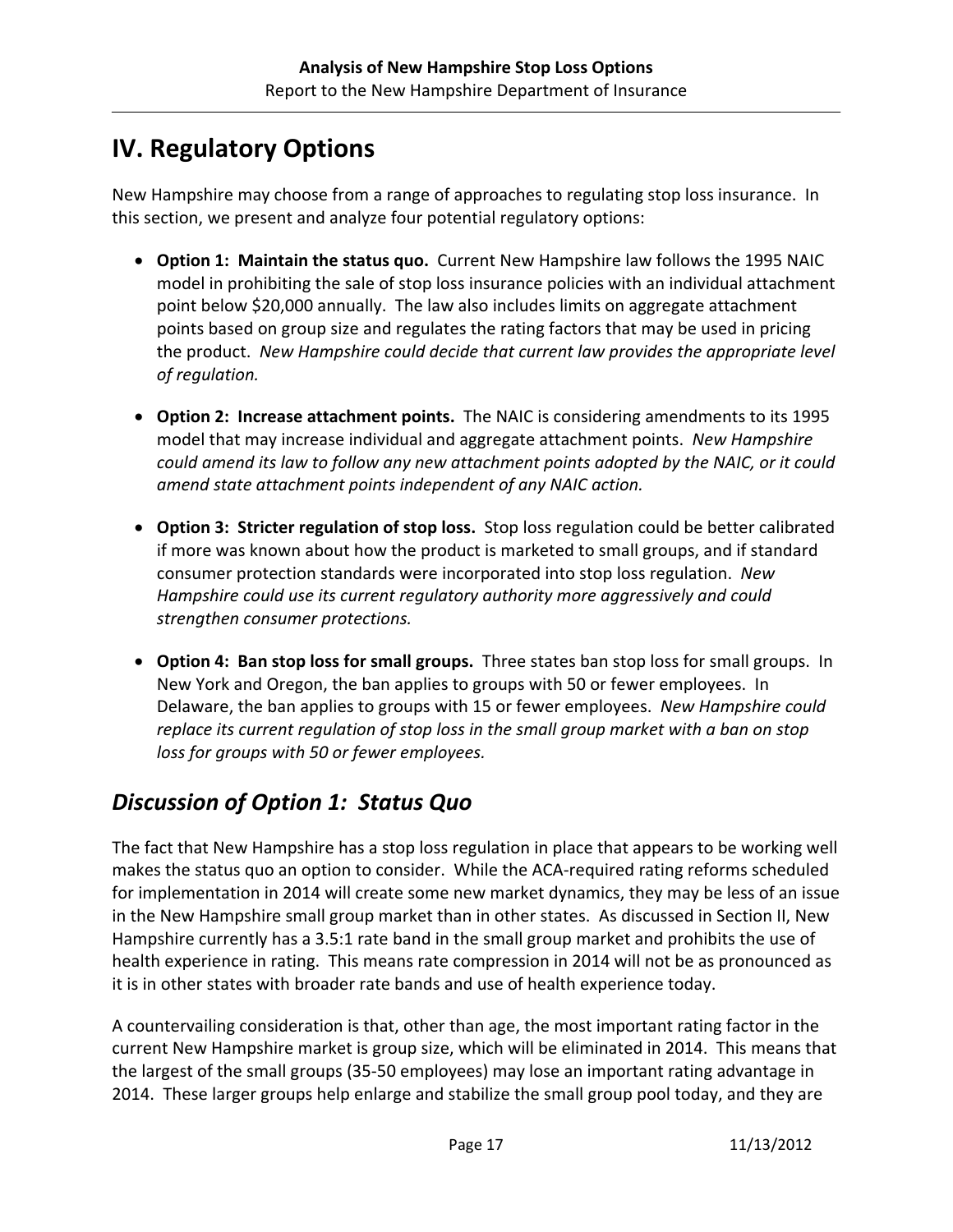# IV. Regulatory Options

New Hampshire may choose from a range of approaches to regulating stop loss insurance. In this section, we present and analyze four potential regulatory options:

- **Option 1: Maintain the status quo.** Current New Hampshire law follows the 1995 NAIC model in prohibiting the sale of stop loss insurance policies with an individual attachment point below $20,000 annually. The law also includes limits on aggregate attachment points based on group size and regulates the rating factors that may be used in pricing the product. *New Hampshire could decide that current law provides the appropriate level of regulation.*
- **Option 2: Increase attachment points.** The NAIC is considering amendments to its 1995 model that may increase individual and aggregate attachment points. *New Hampshire could amend its law to follow any new attachment points adopted by the NAIC, or it could amend state attachment points independent of any NAIC action.*
- **Option 3: Stricter regulation of stop loss.** Stop loss regulation could be better calibrated if more was known about how the product is marketed to small groups, and if standard consumer protection standards were incorporated into stop loss regulation. *New Hampshire could use its current regulatory authority more aggressively and could strengthen consumer protections.*
- **Option 4: Ban stop loss for small groups.** Three states ban stop loss for small groups. In New York and Oregon, the ban applies to groups with 50 or fewer employees. In Delaware, the ban applies to groups with 15 or fewer employees. *New Hampshire could replace its current regulation of stop loss in the small group market with a ban on stop loss for groups with 50 or fewer employees.*

## *Discussion of Option 1: Status Quo*

The fact that New Hampshire has a stop loss regulation in place that appears to be working well makes the status quo an option to consider. While the ACA-required rating reforms scheduled for implementation in 2014 will create some new market dynamics, they may be less of an issue in the New Hampshire small group market than in other states. As discussed in Section II, New Hampshire currently has a 3.5:1 rate band in the small group market and prohibits the use of health experience in rating. This means rate compression in 2014 will not be as pronounced as it is in other states with broader rate bands and use of health experience today.

A countervailing consideration is that, other than age, the most important rating factor in the current New Hampshire market is group size, which will be eliminated in 2014. This means that the largest of the small groups (35-50 employees) may lose an important rating advantage in 2014. These larger groups help enlarge and stabilize the small group pool today, and they are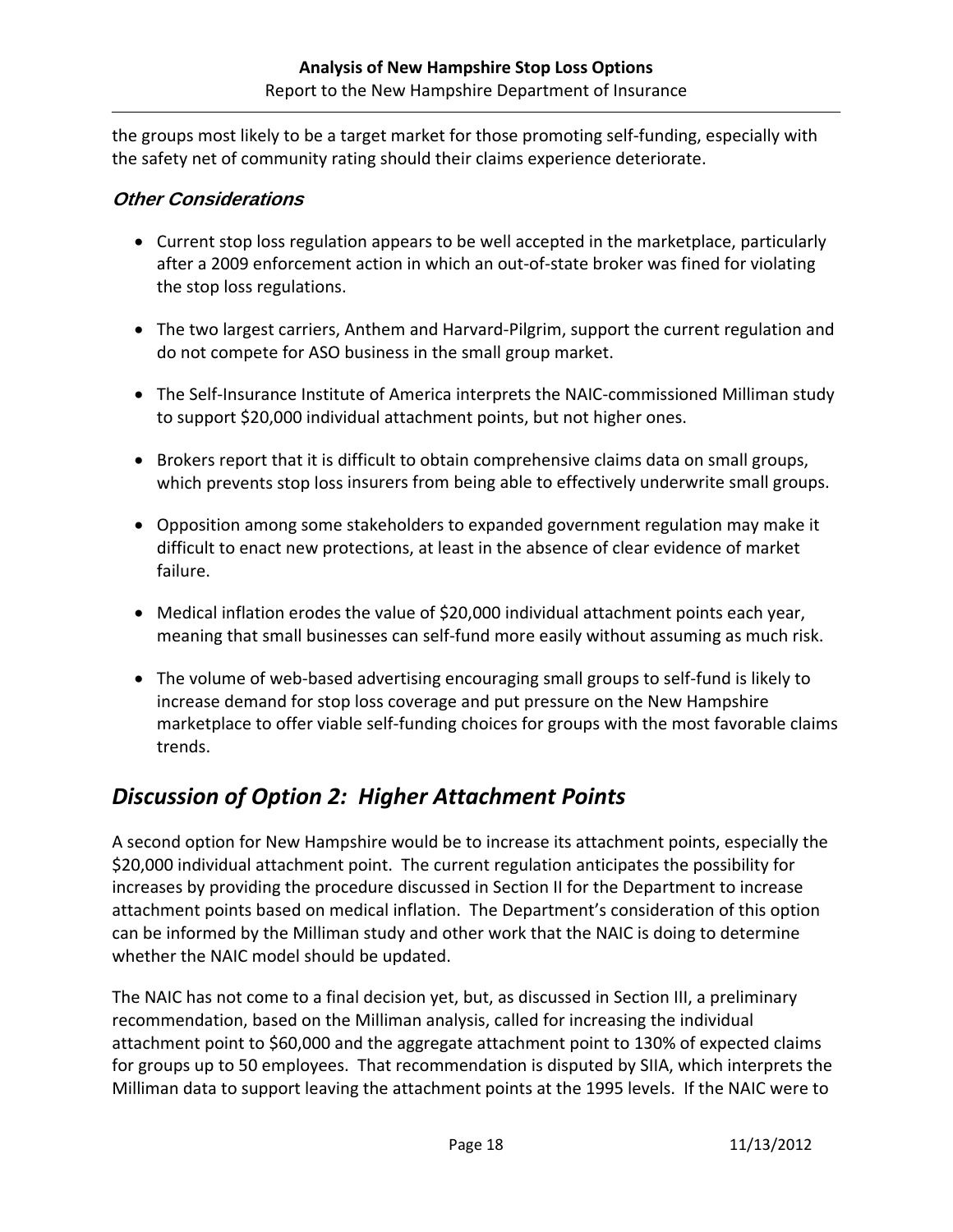the groups most likely to be a target market for those promoting self-funding, especially with the safety net of community rating should their claims experience deteriorate.

### *Other Considerations*

- Current stop loss regulation appears to be well accepted in the marketplace, particularly after a 2009 enforcement action in which an out-of-state broker was fined for violating the stop loss regulations.
- The two largest carriers, Anthem and Harvard-Pilgrim, support the current regulation and do not compete for ASO business in the small group market.
- The Self-Insurance Institute of America interprets the NAIC-commissioned Milliman study to support $20,000 individual attachment points, but not higher ones.
- Brokers report that it is difficult to obtain comprehensive claims data on small groups, which prevents stop loss insurers from being able to effectively underwrite small groups.
- Opposition among some stakeholders to expanded government regulation may make it difficult to enact new protections, at least in the absence of clear evidence of market failure.
- Medical inflation erodes the value of $20,000 individual attachment points each year, meaning that small businesses can self-fund more easily without assuming as much risk.
- The volume of web-based advertising encouraging small groups to self-fund is likely to increase demand for stop loss coverage and put pressure on the New Hampshire marketplace to offer viable self-funding choices for groups with the most favorable claims trends.

## *Discussion of Option 2: Higher Attachment Points*

A second option for New Hampshire would be to increase its attachment points, especially the $20,000 individual attachment point. The current regulation anticipates the possibility for increases by providing the procedure discussed in Section II for the Department to increase attachment points based on medical inflation. The Department's consideration of this option can be informed by the Milliman study and other work that the NAIC is doing to determine whether the NAIC model should be updated.

The NAIC has not come to a final decision yet, but, as discussed in Section III, a preliminary recommendation, based on the Milliman analysis, called for increasing the individual attachment point to $60,000 and the aggregate attachment point to 130% of expected claims for groups up to 50 employees. That recommendation is disputed by SIIA, which interprets the Milliman data to support leaving the attachment points at the 1995 levels. If the NAIC were to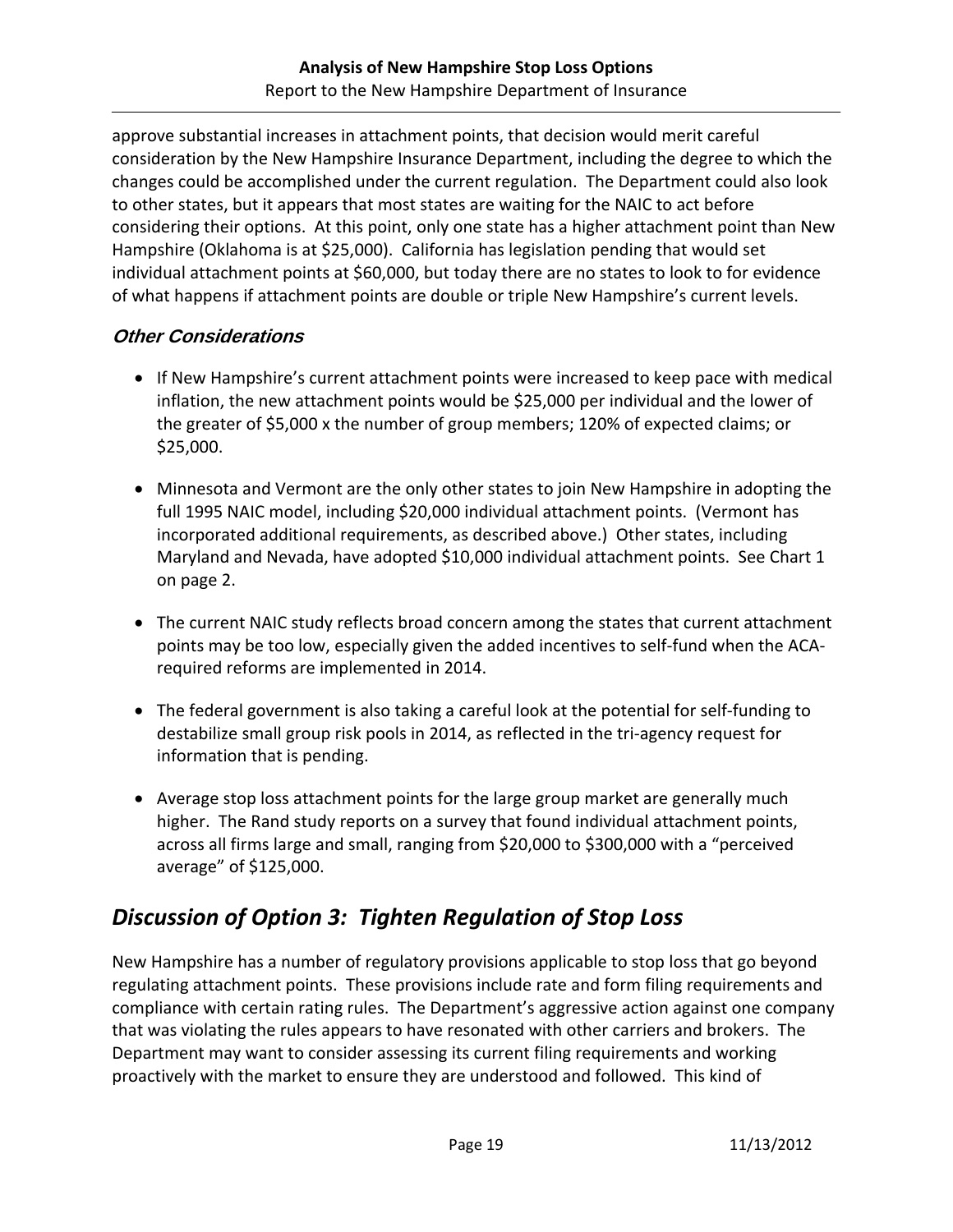approve substantial increases in attachment points, that decision would merit careful consideration by the New Hampshire Insurance Department, including the degree to which the changes could be accomplished under the current regulation. The Department could also look to other states, but it appears that most states are waiting for the NAIC to act before considering their options. At this point, only one state has a higher attachment point than New Hampshire (Oklahoma is at $25,000). California has legislation pending that would set individual attachment points at $60,000, but today there are no states to look to for evidence of what happens if attachment points are double or triple New Hampshire's current levels.

### *Other Considerations*

- If New Hampshire's current attachment points were increased to keep pace with medical inflation, the new attachment points would be $25,000 per individual and the lower of the greater of $5,000 x the number of group members; 120% of expected claims; or $25,000.
- Minnesota and Vermont are the only other states to join New Hampshire in adopting the full 1995 NAIC model, including $20,000 individual attachment points. (Vermont has incorporated additional requirements, as described above.) Other states, including Maryland and Nevada, have adopted $10,000 individual attachment points. See Chart 1 on page 2.
- The current NAIC study reflects broad concern among the states that current attachment points may be too low, especially given the added incentives to self-fund when the ACA-required reforms are implemented in 2014.
- The federal government is also taking a careful look at the potential for self-funding to destabilize small group risk pools in 2014, as reflected in the tri-agency request for information that is pending.
- Average stop loss attachment points for the large group market are generally much higher. The Rand study reports on a survey that found individual attachment points, across all firms large and small, ranging from $20,000 to $300,000 with a "perceived average" of $125,000.

## *Discussion of Option 3: Tighten Regulation of Stop Loss*

New Hampshire has a number of regulatory provisions applicable to stop loss that go beyond regulating attachment points. These provisions include rate and form filing requirements and compliance with certain rating rules. The Department's aggressive action against one company that was violating the rules appears to have resonated with other carriers and brokers. The Department may want to consider assessing its current filing requirements and working proactively with the market to ensure they are understood and followed. This kind of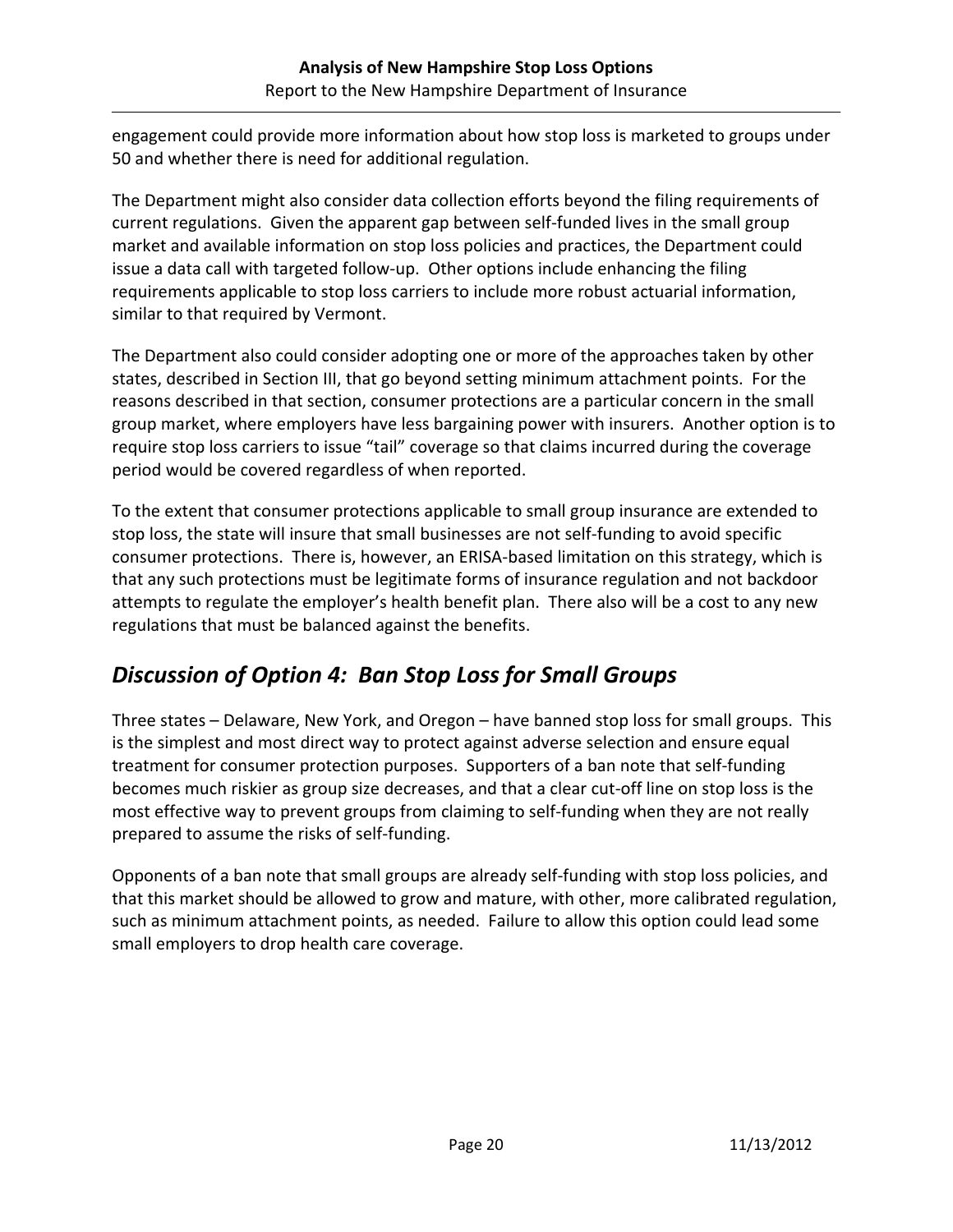engagement could provide more information about how stop loss is marketed to groups under 50 and whether there is need for additional regulation.

The Department might also consider data collection efforts beyond the filing requirements of current regulations. Given the apparent gap between self-funded lives in the small group market and available information on stop loss policies and practices, the Department could issue a data call with targeted follow-up. Other options include enhancing the filing requirements applicable to stop loss carriers to include more robust actuarial information, similar to that required by Vermont.

The Department also could consider adopting one or more of the approaches taken by other states, described in Section III, that go beyond setting minimum attachment points. For the reasons described in that section, consumer protections are a particular concern in the small group market, where employers have less bargaining power with insurers. Another option is to require stop loss carriers to issue "tail" coverage so that claims incurred during the coverage period would be covered regardless of when reported.

To the extent that consumer protections applicable to small group insurance are extended to stop loss, the state will insure that small businesses are not self-funding to avoid specific consumer protections. There is, however, an ERISA-based limitation on this strategy, which is that any such protections must be legitimate forms of insurance regulation and not backdoor attempts to regulate the employer's health benefit plan. There also will be a cost to any new regulations that must be balanced against the benefits.

## *Discussion of Option 4: Ban Stop Loss for Small Groups*

Three states – Delaware, New York, and Oregon – have banned stop loss for small groups. This is the simplest and most direct way to protect against adverse selection and ensure equal treatment for consumer protection purposes. Supporters of a ban note that self-funding becomes much riskier as group size decreases, and that a clear cut-off line on stop loss is the most effective way to prevent groups from claiming to self-funding when they are not really prepared to assume the risks of self-funding.

Opponents of a ban note that small groups are already self-funding with stop loss policies, and that this market should be allowed to grow and mature, with other, more calibrated regulation, such as minimum attachment points, as needed. Failure to allow this option could lead some small employers to drop health care coverage.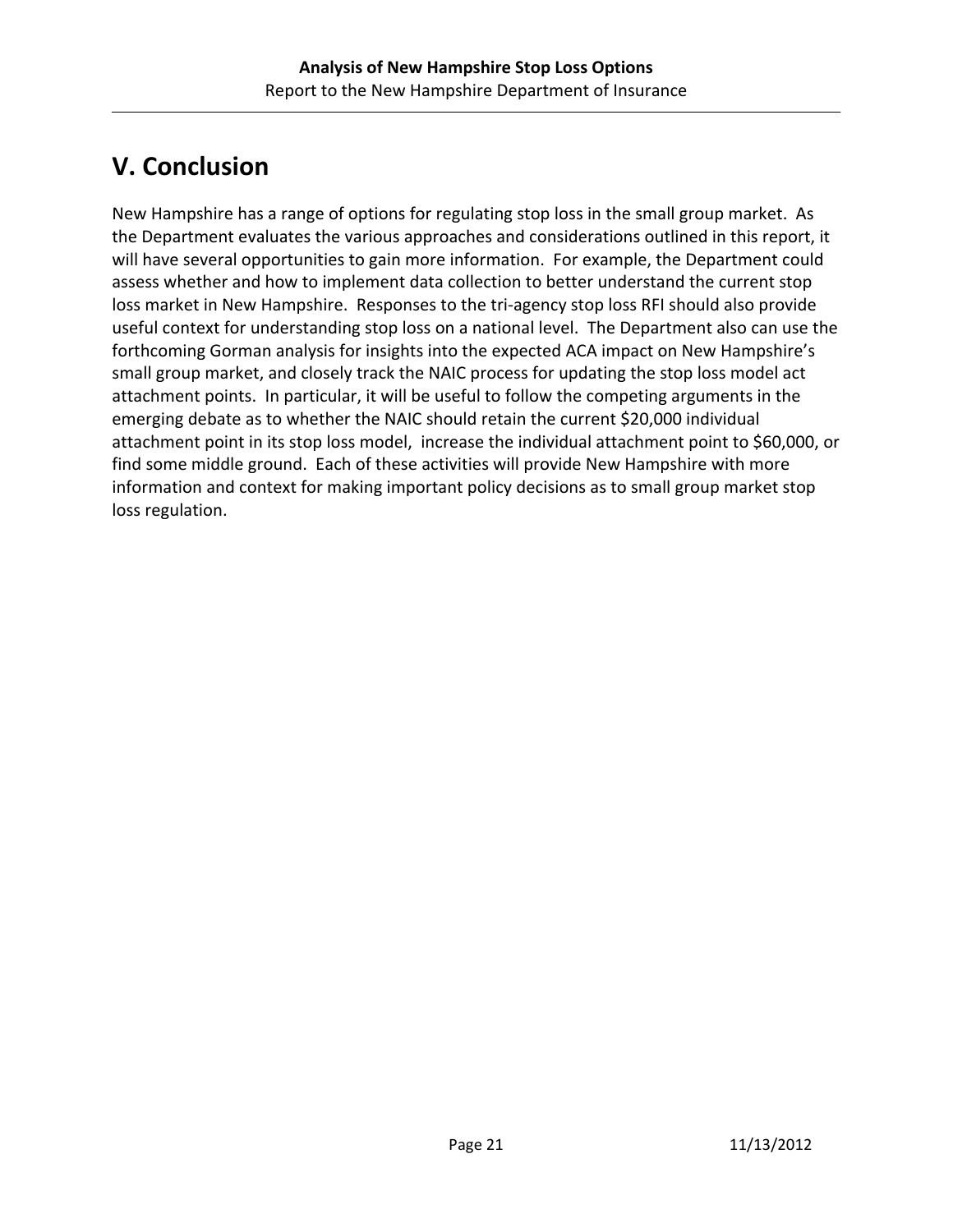## V. Conclusion

New Hampshire has a range of options for regulating stop loss in the small group market. As the Department evaluates the various approaches and considerations outlined in this report, it will have several opportunities to gain more information. For example, the Department could assess whether and how to implement data collection to better understand the current stop loss market in New Hampshire. Responses to the tri-agency stop loss RFI should also provide useful context for understanding stop loss on a national level. The Department also can use the forthcoming Gorman analysis for insights into the expected ACA impact on New Hampshire's small group market, and closely track the NAIC process for updating the stop loss model act attachment points. In particular, it will be useful to follow the competing arguments in the emerging debate as to whether the NAIC should retain the current $20,000 individual attachment point in its stop loss model, increase the individual attachment point to $60,000, or find some middle ground. Each of these activities will provide New Hampshire with more information and context for making important policy decisions as to small group market stop loss regulation.